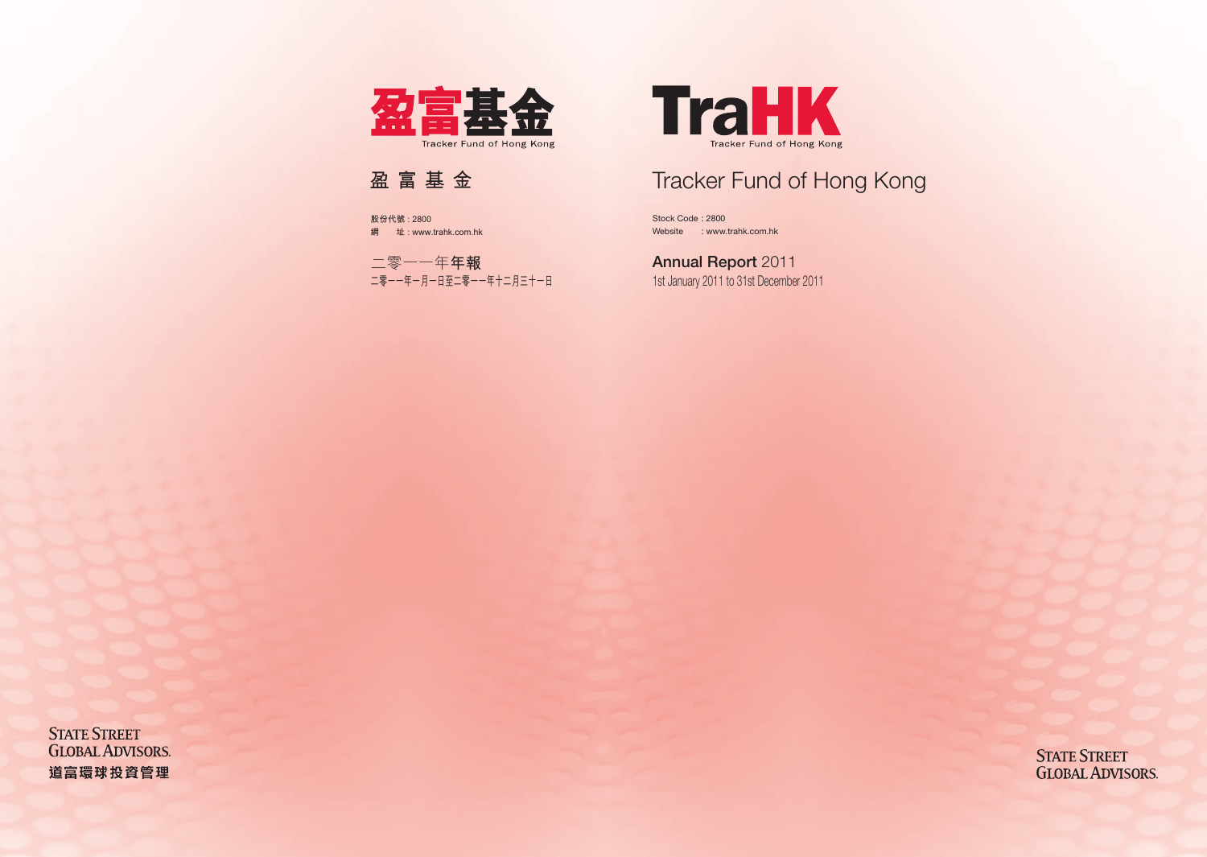盈富基金

Tracker Fund of Hong Kong

# 盈 富 基 金

股份代號 : 2800
網　　址 : www.trahk.com.hk

## 二零一一年年報

二零一一年一月一日至二零一一年十二月三十一日

TraHK

Tracker Fund of Hong Kong

# Tracker Fund of Hong Kong

Stock Code : 2800
Website : www.trahk.com.hk

## Annual Report 2011

1st January 2011 to 31st December 2011

STATE STREET GLOBAL ADVISORS.
道富環球投資管理

STATE STREET GLOBAL ADVISORS.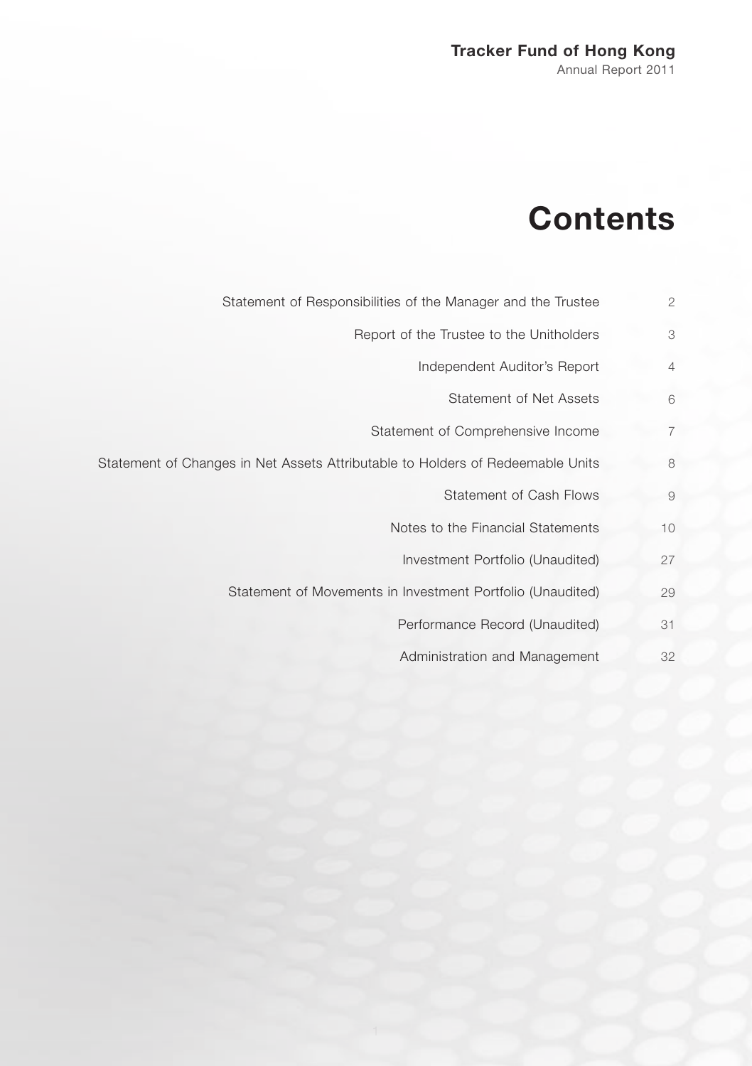**Tracker Fund of Hong Kong**
Annual Report 2011

# Contents

| | |
|---|---|
| Statement of Responsibilities of the Manager and the Trustee | 2 |
| Report of the Trustee to the Unitholders | 3 |
| Independent Auditor's Report | 4 |
| Statement of Net Assets | 6 |
| Statement of Comprehensive Income | 7 |
| Statement of Changes in Net Assets Attributable to Holders of Redeemable Units | 8 |
| Statement of Cash Flows | 9 |
| Notes to the Financial Statements | 10 |
| Investment Portfolio (Unaudited) | 27 |
| Statement of Movements in Investment Portfolio (Unaudited) | 29 |
| Performance Record (Unaudited) | 31 |
| Administration and Management | 32 |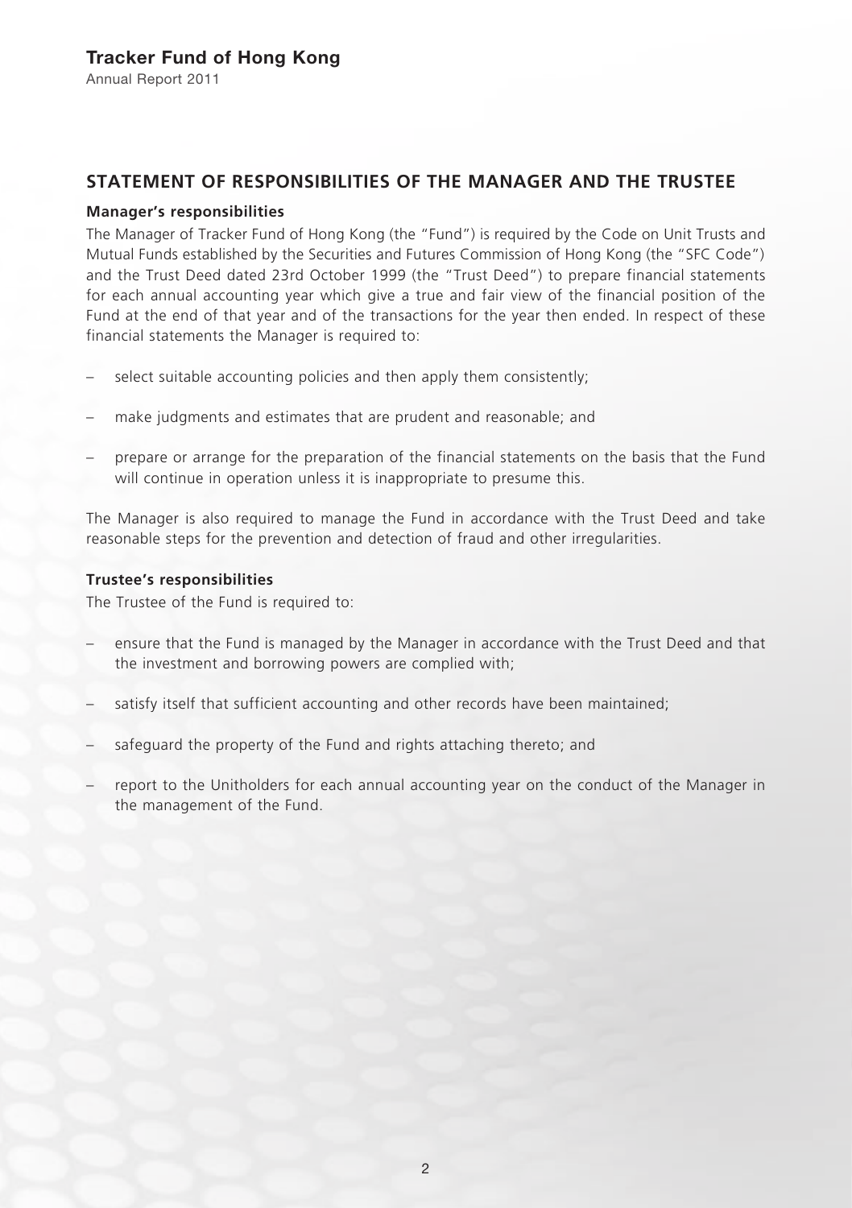## STATEMENT OF RESPONSIBILITIES OF THE MANAGER AND THE TRUSTEE

### Manager's responsibilities

The Manager of Tracker Fund of Hong Kong (the "Fund") is required by the Code on Unit Trusts and Mutual Funds established by the Securities and Futures Commission of Hong Kong (the "SFC Code") and the Trust Deed dated 23rd October 1999 (the "Trust Deed") to prepare financial statements for each annual accounting year which give a true and fair view of the financial position of the Fund at the end of that year and of the transactions for the year then ended. In respect of these financial statements the Manager is required to:

– select suitable accounting policies and then apply them consistently;

– make judgments and estimates that are prudent and reasonable; and

– prepare or arrange for the preparation of the financial statements on the basis that the Fund will continue in operation unless it is inappropriate to presume this.

The Manager is also required to manage the Fund in accordance with the Trust Deed and take reasonable steps for the prevention and detection of fraud and other irregularities.

### Trustee's responsibilities

The Trustee of the Fund is required to:

– ensure that the Fund is managed by the Manager in accordance with the Trust Deed and that the investment and borrowing powers are complied with;

– satisfy itself that sufficient accounting and other records have been maintained;

– safeguard the property of the Fund and rights attaching thereto; and

– report to the Unitholders for each annual accounting year on the conduct of the Manager in the management of the Fund.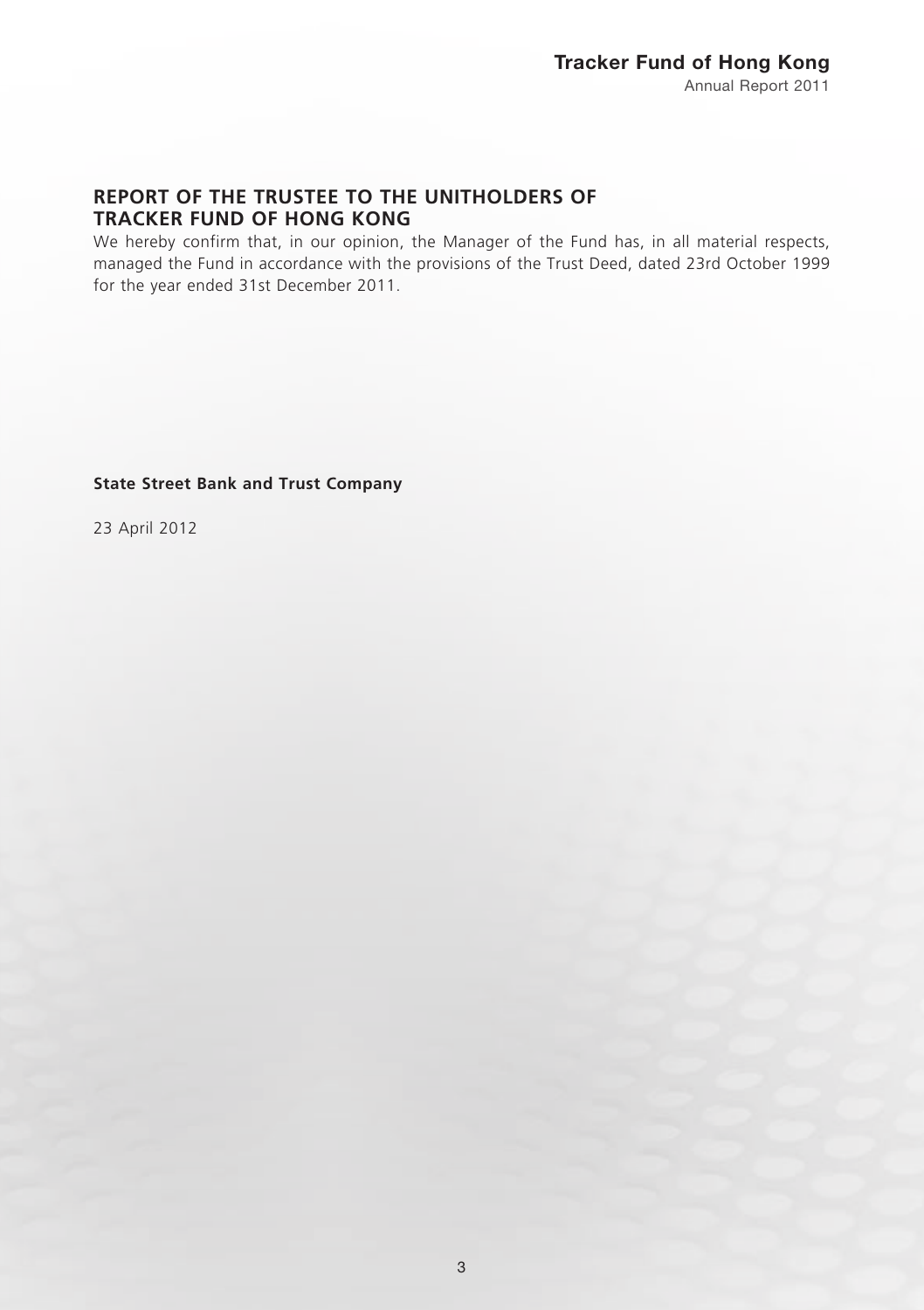## REPORT OF THE TRUSTEE TO THE UNITHOLDERS OF TRACKER FUND OF HONG KONG

We hereby confirm that, in our opinion, the Manager of the Fund has, in all material respects, managed the Fund in accordance with the provisions of the Trust Deed, dated 23rd October 1999 for the year ended 31st December 2011.

**State Street Bank and Trust Company**

23 April 2012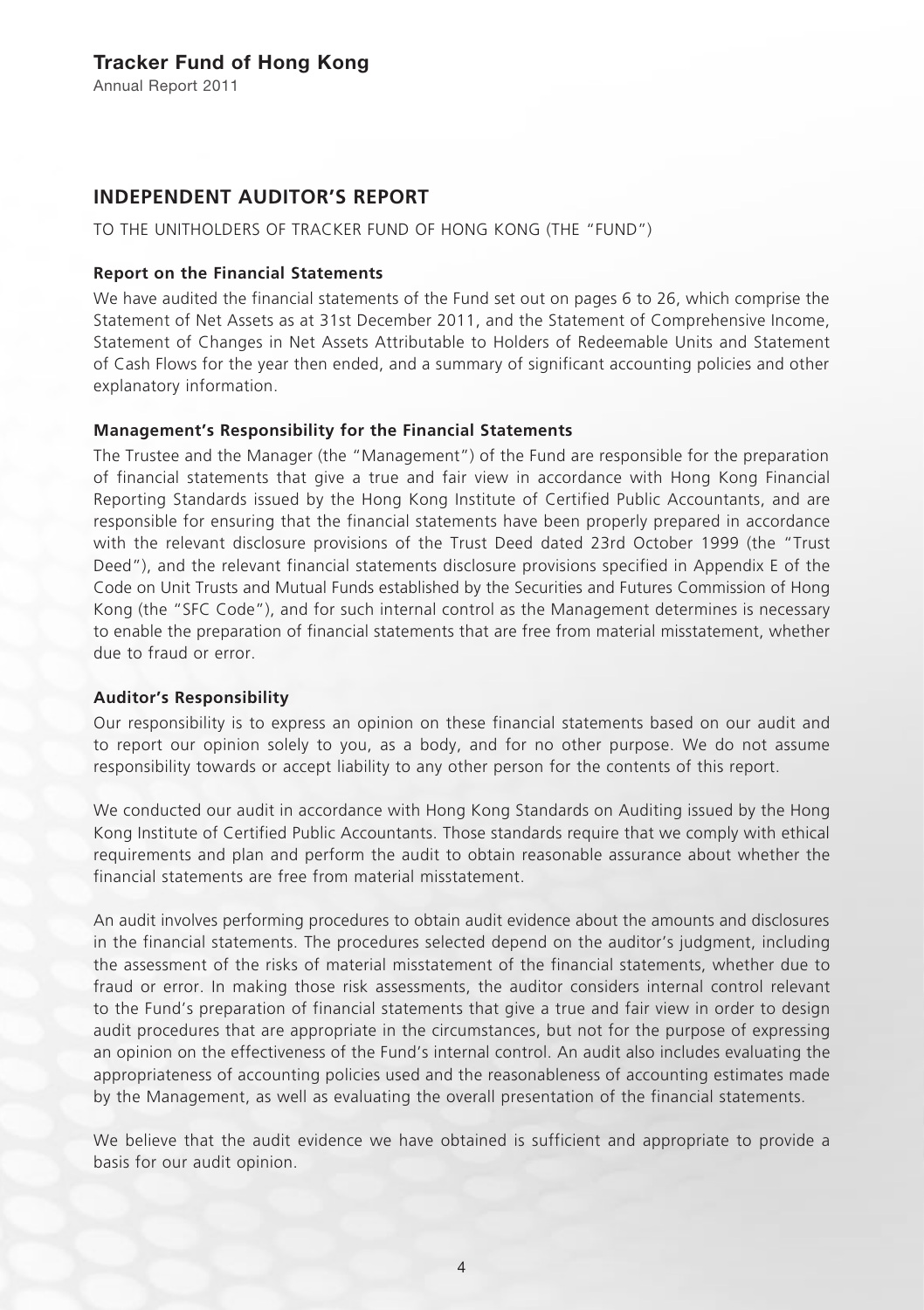# INDEPENDENT AUDITOR'S REPORT

TO THE UNITHOLDERS OF TRACKER FUND OF HONG KONG (THE "FUND")

### Report on the Financial Statements

We have audited the financial statements of the Fund set out on pages 6 to 26, which comprise the Statement of Net Assets as at 31st December 2011, and the Statement of Comprehensive Income, Statement of Changes in Net Assets Attributable to Holders of Redeemable Units and Statement of Cash Flows for the year then ended, and a summary of significant accounting policies and other explanatory information.

### Management's Responsibility for the Financial Statements

The Trustee and the Manager (the "Management") of the Fund are responsible for the preparation of financial statements that give a true and fair view in accordance with Hong Kong Financial Reporting Standards issued by the Hong Kong Institute of Certified Public Accountants, and are responsible for ensuring that the financial statements have been properly prepared in accordance with the relevant disclosure provisions of the Trust Deed dated 23rd October 1999 (the "Trust Deed"), and the relevant financial statements disclosure provisions specified in Appendix E of the Code on Unit Trusts and Mutual Funds established by the Securities and Futures Commission of Hong Kong (the "SFC Code"), and for such internal control as the Management determines is necessary to enable the preparation of financial statements that are free from material misstatement, whether due to fraud or error.

### Auditor's Responsibility

Our responsibility is to express an opinion on these financial statements based on our audit and to report our opinion solely to you, as a body, and for no other purpose. We do not assume responsibility towards or accept liability to any other person for the contents of this report.

We conducted our audit in accordance with Hong Kong Standards on Auditing issued by the Hong Kong Institute of Certified Public Accountants. Those standards require that we comply with ethical requirements and plan and perform the audit to obtain reasonable assurance about whether the financial statements are free from material misstatement.

An audit involves performing procedures to obtain audit evidence about the amounts and disclosures in the financial statements. The procedures selected depend on the auditor's judgment, including the assessment of the risks of material misstatement of the financial statements, whether due to fraud or error. In making those risk assessments, the auditor considers internal control relevant to the Fund's preparation of financial statements that give a true and fair view in order to design audit procedures that are appropriate in the circumstances, but not for the purpose of expressing an opinion on the effectiveness of the Fund's internal control. An audit also includes evaluating the appropriateness of accounting policies used and the reasonableness of accounting estimates made by the Management, as well as evaluating the overall presentation of the financial statements.

We believe that the audit evidence we have obtained is sufficient and appropriate to provide a basis for our audit opinion.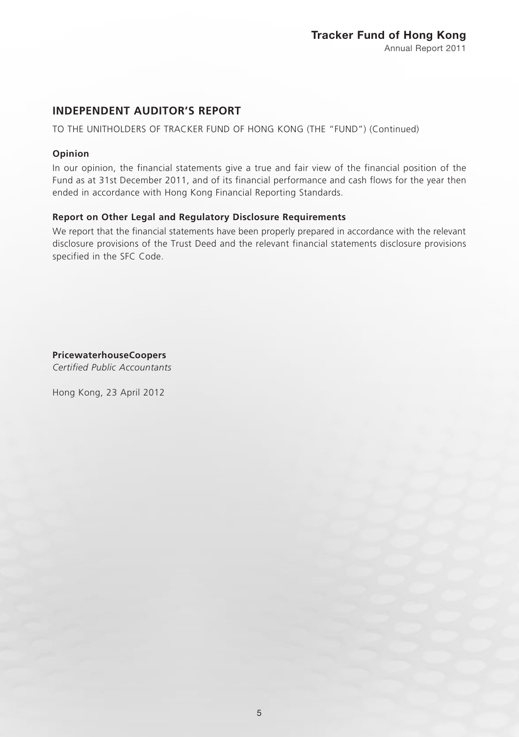## INDEPENDENT AUDITOR'S REPORT

TO THE UNITHOLDERS OF TRACKER FUND OF HONG KONG (THE "FUND") (Continued)

### Opinion

In our opinion, the financial statements give a true and fair view of the financial position of the Fund as at 31st December 2011, and of its financial performance and cash flows for the year then ended in accordance with Hong Kong Financial Reporting Standards.

### Report on Other Legal and Regulatory Disclosure Requirements

We report that the financial statements have been properly prepared in accordance with the relevant disclosure provisions of the Trust Deed and the relevant financial statements disclosure provisions specified in the SFC Code.

**PricewaterhouseCoopers**
*Certified Public Accountants*

Hong Kong, 23 April 2012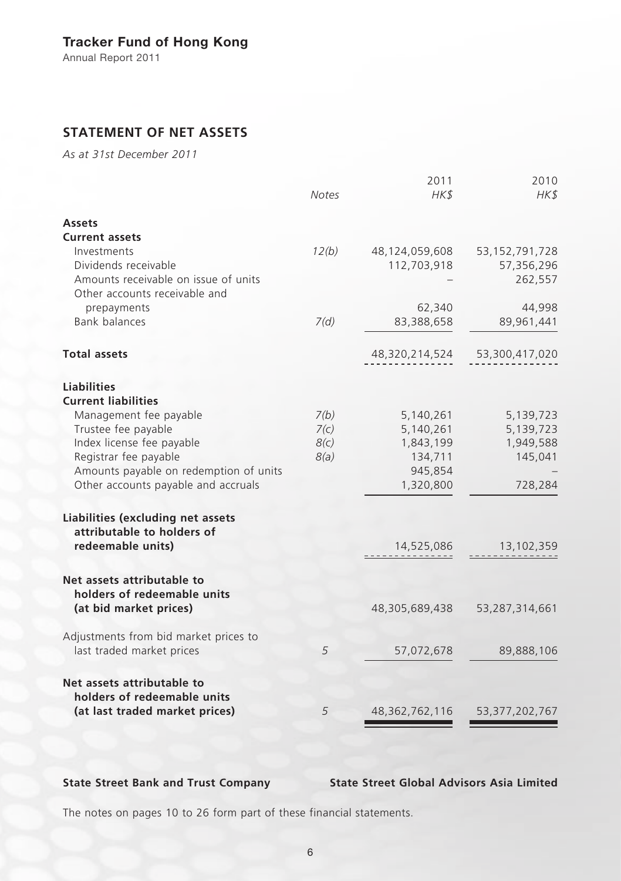## STATEMENT OF NET ASSETS

*As at 31st December 2011*

| | *Notes* | 2011 *HK$* | 2010 *HK$* |
|---|---|---|---|
| **Assets** | | | |
| **Current assets** | | | |
| Investments | *12(b)* | 48,124,059,608 | 53,152,791,728 |
| Dividends receivable | | 112,703,918 | 57,356,296 |
| Amounts receivable on issue of units | | – | 262,557 |
| Other accounts receivable and prepayments | | 62,340 | 44,998 |
| Bank balances | *7(d)* | 83,388,658 | 89,961,441 |
| **Total assets** | | 48,320,214,524 | 53,300,417,020 |
| **Liabilities** | | | |
| **Current liabilities** | | | |
| Management fee payable | *7(b)* | 5,140,261 | 5,139,723 |
| Trustee fee payable | *7(c)* | 5,140,261 | 5,139,723 |
| Index license fee payable | *8(c)* | 1,843,199 | 1,949,588 |
| Registrar fee payable | *8(a)* | 134,711 | 145,041 |
| Amounts payable on redemption of units | | 945,854 | – |
| Other accounts payable and accruals | | 1,320,800 | 728,284 |
| **Liabilities (excluding net assets attributable to holders of redeemable units)** | | 14,525,086 | 13,102,359 |
| **Net assets attributable to holders of redeemable units (at bid market prices)** | | 48,305,689,438 | 53,287,314,661 |
| Adjustments from bid market prices to last traded market prices | *5* | 57,072,678 | 89,888,106 |
| **Net assets attributable to holders of redeemable units (at last traded market prices)** | *5* | 48,362,762,116 | 53,377,202,767 |

**State Street Bank and Trust Company** **State Street Global Advisors Asia Limited**

The notes on pages 10 to 26 form part of these financial statements.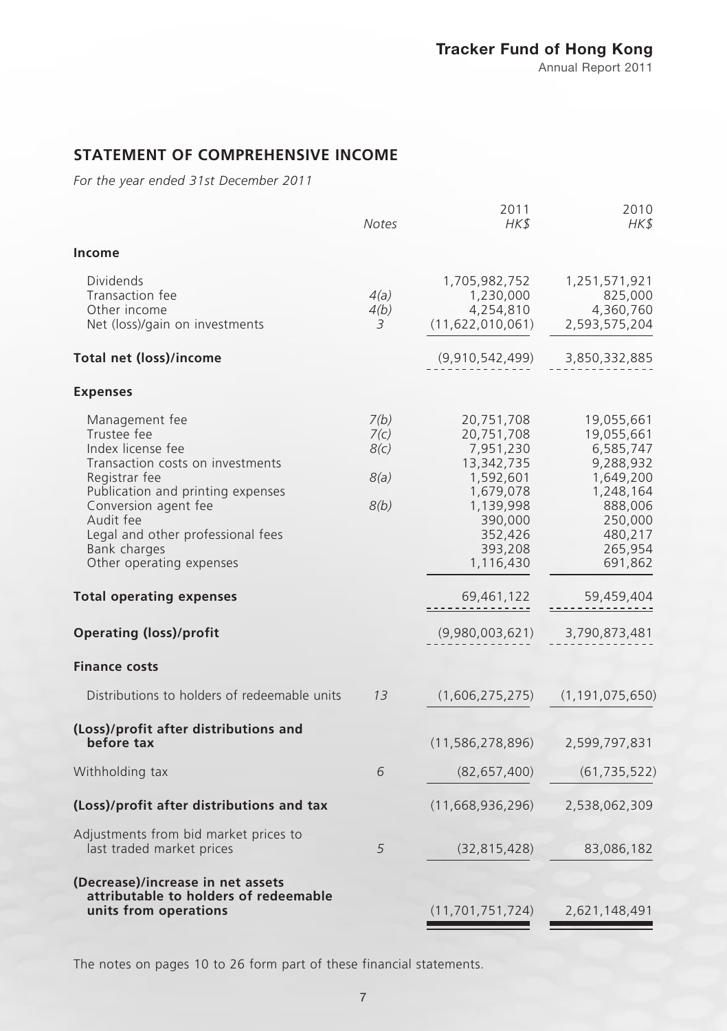## STATEMENT OF COMPREHENSIVE INCOME

*For the year ended 31st December 2011*

| | *Notes* | 2011 *HK$* | 2010 *HK$* |
|---|---|---|---|
| **Income** | | | |
| Dividends | | 1,705,982,752 | 1,251,571,921 |
| Transaction fee | *4(a)* | 1,230,000 | 825,000 |
| Other income | *4(b)* | 4,254,810 | 4,360,760 |
| Net (loss)/gain on investments | *3* | (11,622,010,061) | 2,593,575,204 |
| **Total net (loss)/income** | | (9,910,542,499) | 3,850,332,885 |
| **Expenses** | | | |
| Management fee | *7(b)* | 20,751,708 | 19,055,661 |
| Trustee fee | *7(c)* | 20,751,708 | 19,055,661 |
| Index license fee | *8(c)* | 7,951,230 | 6,585,747 |
| Transaction costs on investments | | 13,342,735 | 9,288,932 |
| Registrar fee | *8(a)* | 1,592,601 | 1,649,200 |
| Publication and printing expenses | | 1,679,078 | 1,248,164 |
| Conversion agent fee | *8(b)* | 1,139,998 | 888,006 |
| Audit fee | | 390,000 | 250,000 |
| Legal and other professional fees | | 352,426 | 480,217 |
| Bank charges | | 393,208 | 265,954 |
| Other operating expenses | | 1,116,430 | 691,862 |
| **Total operating expenses** | | 69,461,122 | 59,459,404 |
| **Operating (loss)/profit** | | (9,980,003,621) | 3,790,873,481 |
| **Finance costs** | | | |
| Distributions to holders of redeemable units | *13* | (1,606,275,275) | (1,191,075,650) |
| **(Loss)/profit after distributions and before tax** | | (11,586,278,896) | 2,599,797,831 |
| Withholding tax | *6* | (82,657,400) | (61,735,522) |
| **(Loss)/profit after distributions and tax** | | (11,668,936,296) | 2,538,062,309 |
| Adjustments from bid market prices to last traded market prices | *5* | (32,815,428) | 83,086,182 |
| **(Decrease)/increase in net assets attributable to holders of redeemable units from operations** | | (11,701,751,724) | 2,621,148,491 |

The notes on pages 10 to 26 form part of these financial statements.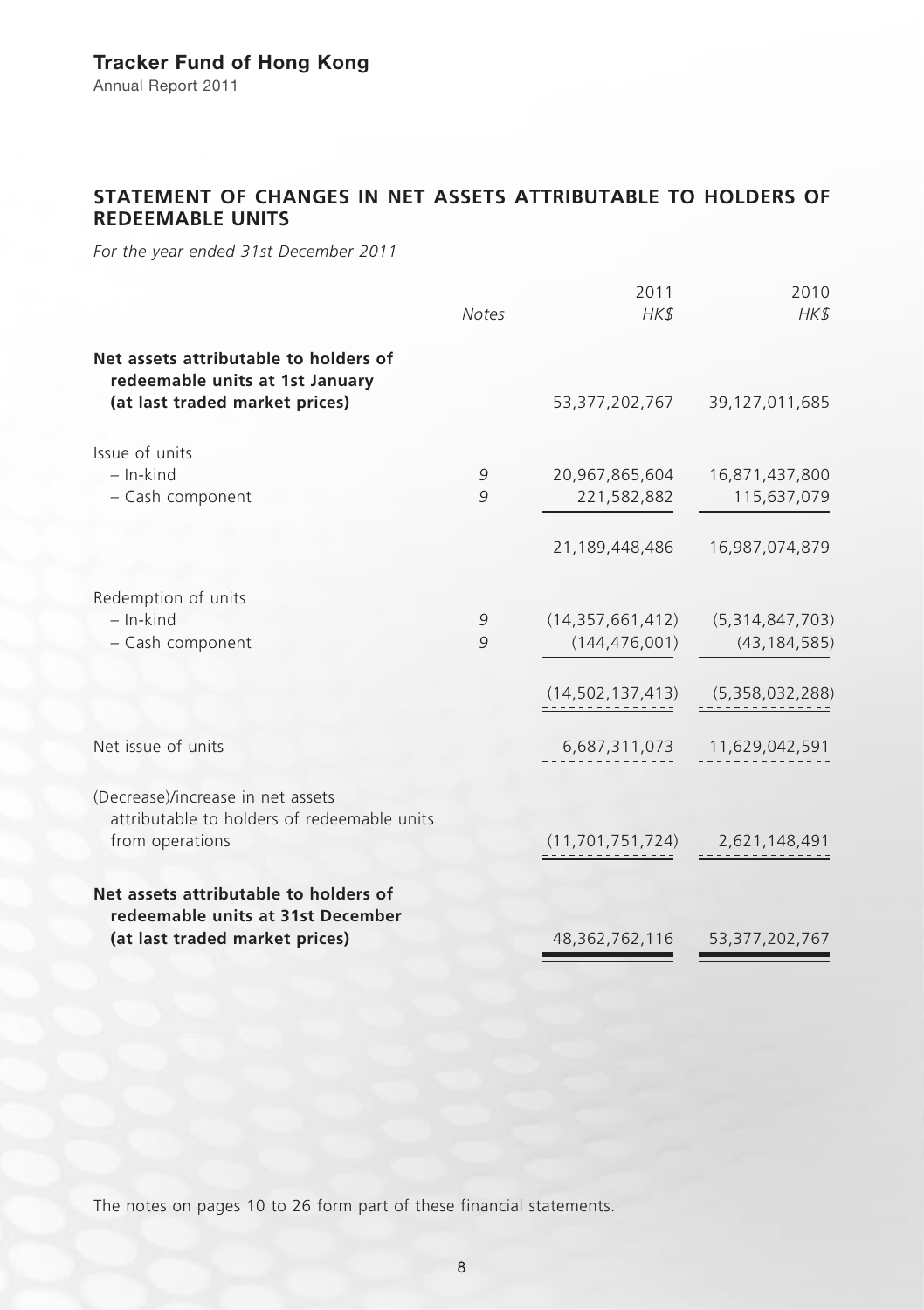**Tracker Fund of Hong Kong**
Annual Report 2011

## STATEMENT OF CHANGES IN NET ASSETS ATTRIBUTABLE TO HOLDERS OF REDEEMABLE UNITS

*For the year ended 31st December 2011*

| | *Notes* | 2011 *HK$* | 2010 *HK$* |
|---|---|---|---|
| **Net assets attributable to holders of redeemable units at 1st January (at last traded market prices)** | | 53,377,202,767 | 39,127,011,685 |
| Issue of units | | | |
| – In-kind | *9* | 20,967,865,604 | 16,871,437,800 |
| – Cash component | *9* | 221,582,882 | 115,637,079 |
| | | 21,189,448,486 | 16,987,074,879 |
| Redemption of units | | | |
| – In-kind | *9* | (14,357,661,412) | (5,314,847,703) |
| – Cash component | *9* | (144,476,001) | (43,184,585) |
| | | (14,502,137,413) | (5,358,032,288) |
| Net issue of units | | 6,687,311,073 | 11,629,042,591 |
| (Decrease)/increase in net assets attributable to holders of redeemable units from operations | | (11,701,751,724) | 2,621,148,491 |
| **Net assets attributable to holders of redeemable units at 31st December (at last traded market prices)** | | 48,362,762,116 | 53,377,202,767 |

The notes on pages 10 to 26 form part of these financial statements.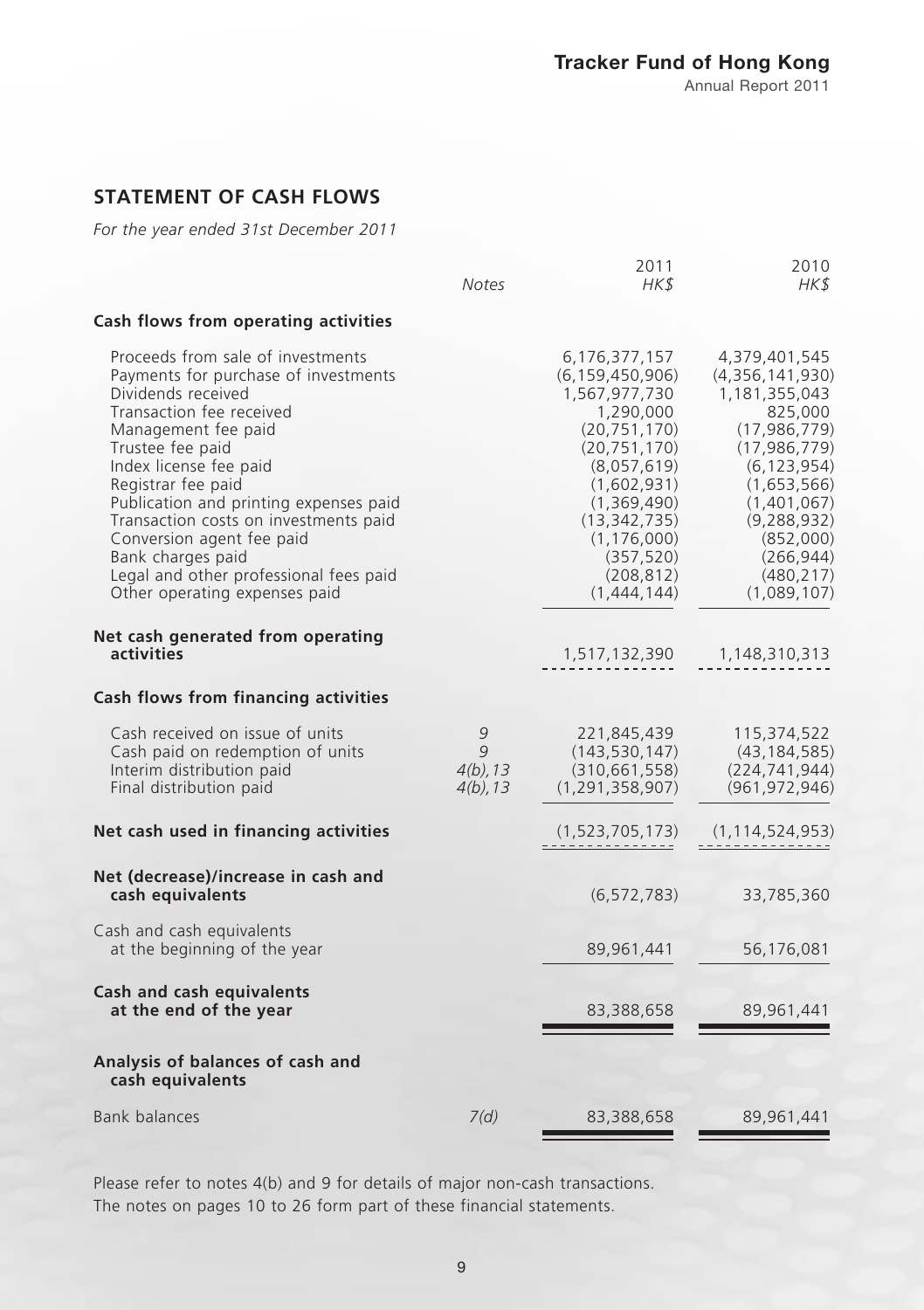## STATEMENT OF CASH FLOWS

*For the year ended 31st December 2011*

| | *Notes* | 2011 *HK$* | 2010 *HK$* |
|---|---|---|---|
| **Cash flows from operating activities** | | | |
| Proceeds from sale of investments | | 6,176,377,157 | 4,379,401,545 |
| Payments for purchase of investments | | (6,159,450,906) | (4,356,141,930) |
| Dividends received | | 1,567,977,730 | 1,181,355,043 |
| Transaction fee received | | 1,290,000 | 825,000 |
| Management fee paid | | (20,751,170) | (17,986,779) |
| Trustee fee paid | | (20,751,170) | (17,986,779) |
| Index license fee paid | | (8,057,619) | (6,123,954) |
| Registrar fee paid | | (1,602,931) | (1,653,566) |
| Publication and printing expenses paid | | (1,369,490) | (1,401,067) |
| Transaction costs on investments paid | | (13,342,735) | (9,288,932) |
| Conversion agent fee paid | | (1,176,000) | (852,000) |
| Bank charges paid | | (357,520) | (266,944) |
| Legal and other professional fees paid | | (208,812) | (480,217) |
| Other operating expenses paid | | (1,444,144) | (1,089,107) |
| **Net cash generated from operating activities** | | 1,517,132,390 | 1,148,310,313 |
| **Cash flows from financing activities** | | | |
| Cash received on issue of units | 9 | 221,845,439 | 115,374,522 |
| Cash paid on redemption of units | 9 | (143,530,147) | (43,184,585) |
| Interim distribution paid | 4(b), 13 | (310,661,558) | (224,741,944) |
| Final distribution paid | 4(b), 13 | (1,291,358,907) | (961,972,946) |
| **Net cash used in financing activities** | | (1,523,705,173) | (1,114,524,953) |
| **Net (decrease)/increase in cash and cash equivalents** | | (6,572,783) | 33,785,360 |
| Cash and cash equivalents at the beginning of the year | | 89,961,441 | 56,176,081 |
| **Cash and cash equivalents at the end of the year** | | 83,388,658 | 89,961,441 |
| **Analysis of balances of cash and cash equivalents** | | | |
| Bank balances | 7(d) | 83,388,658 | 89,961,441 |

Please refer to notes 4(b) and 9 for details of major non-cash transactions.
The notes on pages 10 to 26 form part of these financial statements.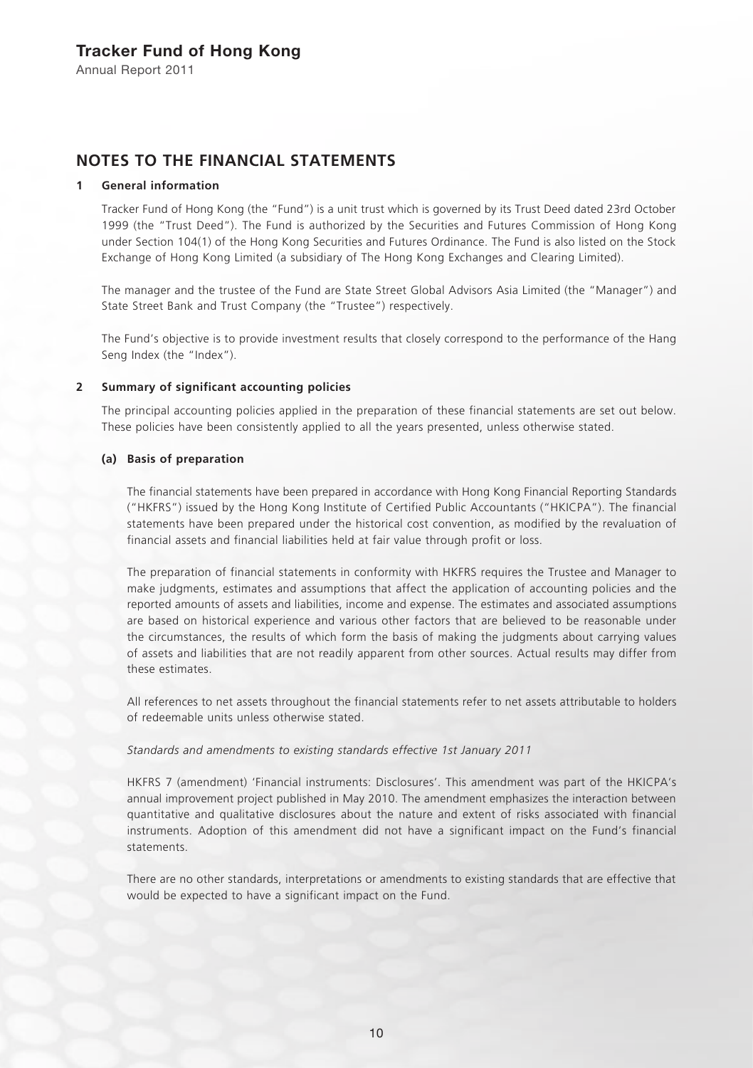# NOTES TO THE FINANCIAL STATEMENTS

## 1 General information

Tracker Fund of Hong Kong (the "Fund") is a unit trust which is governed by its Trust Deed dated 23rd October 1999 (the "Trust Deed"). The Fund is authorized by the Securities and Futures Commission of Hong Kong under Section 104(1) of the Hong Kong Securities and Futures Ordinance. The Fund is also listed on the Stock Exchange of Hong Kong Limited (a subsidiary of The Hong Kong Exchanges and Clearing Limited).

The manager and the trustee of the Fund are State Street Global Advisors Asia Limited (the "Manager") and State Street Bank and Trust Company (the "Trustee") respectively.

The Fund's objective is to provide investment results that closely correspond to the performance of the Hang Seng Index (the "Index").

## 2 Summary of significant accounting policies

The principal accounting policies applied in the preparation of these financial statements are set out below. These policies have been consistently applied to all the years presented, unless otherwise stated.

### (a) Basis of preparation

The financial statements have been prepared in accordance with Hong Kong Financial Reporting Standards ("HKFRS") issued by the Hong Kong Institute of Certified Public Accountants ("HKICPA"). The financial statements have been prepared under the historical cost convention, as modified by the revaluation of financial assets and financial liabilities held at fair value through profit or loss.

The preparation of financial statements in conformity with HKFRS requires the Trustee and Manager to make judgments, estimates and assumptions that affect the application of accounting policies and the reported amounts of assets and liabilities, income and expense. The estimates and associated assumptions are based on historical experience and various other factors that are believed to be reasonable under the circumstances, the results of which form the basis of making the judgments about carrying values of assets and liabilities that are not readily apparent from other sources. Actual results may differ from these estimates.

All references to net assets throughout the financial statements refer to net assets attributable to holders of redeemable units unless otherwise stated.

*Standards and amendments to existing standards effective 1st January 2011*

HKFRS 7 (amendment) 'Financial instruments: Disclosures'. This amendment was part of the HKICPA's annual improvement project published in May 2010. The amendment emphasizes the interaction between quantitative and qualitative disclosures about the nature and extent of risks associated with financial instruments. Adoption of this amendment did not have a significant impact on the Fund's financial statements.

There are no other standards, interpretations or amendments to existing standards that are effective that would be expected to have a significant impact on the Fund.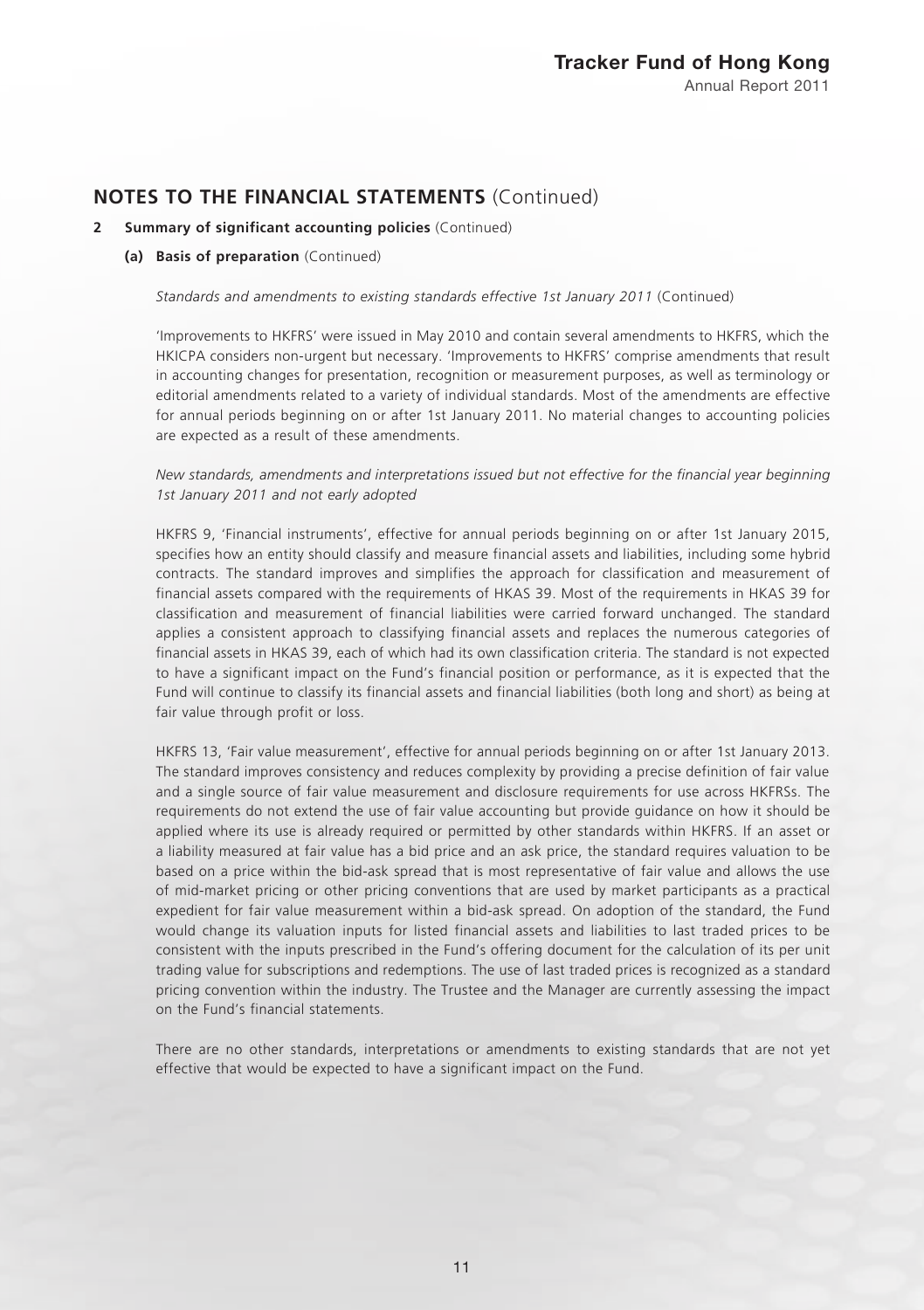## NOTES TO THE FINANCIAL STATEMENTS (Continued)

**2 Summary of significant accounting policies** (Continued)

**(a) Basis of preparation** (Continued)

*Standards and amendments to existing standards effective 1st January 2011* (Continued)

'Improvements to HKFRS' were issued in May 2010 and contain several amendments to HKFRS, which the HKICPA considers non-urgent but necessary. 'Improvements to HKFRS' comprise amendments that result in accounting changes for presentation, recognition or measurement purposes, as well as terminology or editorial amendments related to a variety of individual standards. Most of the amendments are effective for annual periods beginning on or after 1st January 2011. No material changes to accounting policies are expected as a result of these amendments.

*New standards, amendments and interpretations issued but not effective for the financial year beginning 1st January 2011 and not early adopted*

HKFRS 9, 'Financial instruments', effective for annual periods beginning on or after 1st January 2015, specifies how an entity should classify and measure financial assets and liabilities, including some hybrid contracts. The standard improves and simplifies the approach for classification and measurement of financial assets compared with the requirements of HKAS 39. Most of the requirements in HKAS 39 for classification and measurement of financial liabilities were carried forward unchanged. The standard applies a consistent approach to classifying financial assets and replaces the numerous categories of financial assets in HKAS 39, each of which had its own classification criteria. The standard is not expected to have a significant impact on the Fund's financial position or performance, as it is expected that the Fund will continue to classify its financial assets and financial liabilities (both long and short) as being at fair value through profit or loss.

HKFRS 13, 'Fair value measurement', effective for annual periods beginning on or after 1st January 2013. The standard improves consistency and reduces complexity by providing a precise definition of fair value and a single source of fair value measurement and disclosure requirements for use across HKFRSs. The requirements do not extend the use of fair value accounting but provide guidance on how it should be applied where its use is already required or permitted by other standards within HKFRS. If an asset or a liability measured at fair value has a bid price and an ask price, the standard requires valuation to be based on a price within the bid-ask spread that is most representative of fair value and allows the use of mid-market pricing or other pricing conventions that are used by market participants as a practical expedient for fair value measurement within a bid-ask spread. On adoption of the standard, the Fund would change its valuation inputs for listed financial assets and liabilities to last traded prices to be consistent with the inputs prescribed in the Fund's offering document for the calculation of its per unit trading value for subscriptions and redemptions. The use of last traded prices is recognized as a standard pricing convention within the industry. The Trustee and the Manager are currently assessing the impact on the Fund's financial statements.

There are no other standards, interpretations or amendments to existing standards that are not yet effective that would be expected to have a significant impact on the Fund.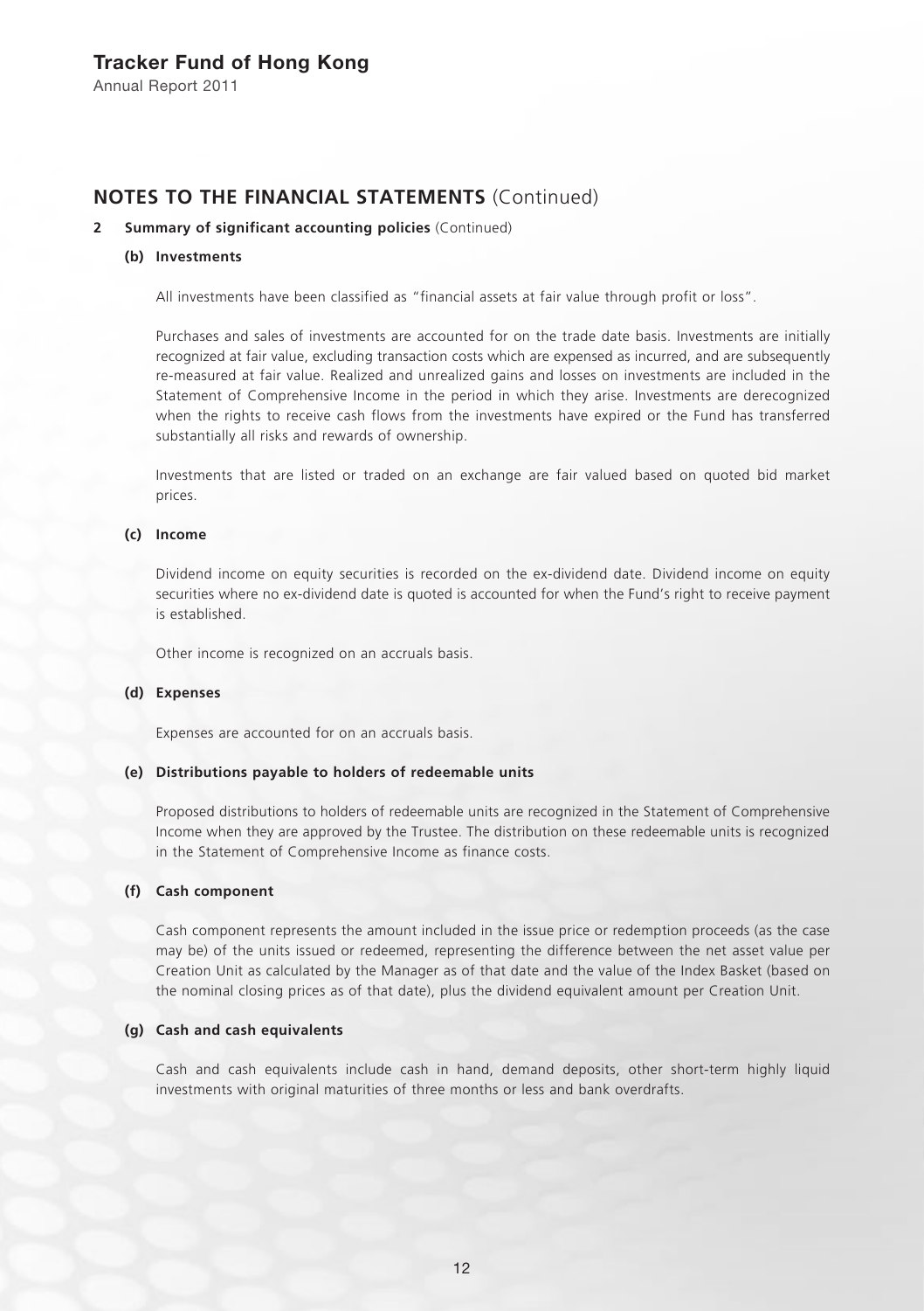## NOTES TO THE FINANCIAL STATEMENTS (Continued)

**2 Summary of significant accounting policies** (Continued)

**(b) Investments**

All investments have been classified as "financial assets at fair value through profit or loss".

Purchases and sales of investments are accounted for on the trade date basis. Investments are initially recognized at fair value, excluding transaction costs which are expensed as incurred, and are subsequently re-measured at fair value. Realized and unrealized gains and losses on investments are included in the Statement of Comprehensive Income in the period in which they arise. Investments are derecognized when the rights to receive cash flows from the investments have expired or the Fund has transferred substantially all risks and rewards of ownership.

Investments that are listed or traded on an exchange are fair valued based on quoted bid market prices.

**(c) Income**

Dividend income on equity securities is recorded on the ex-dividend date. Dividend income on equity securities where no ex-dividend date is quoted is accounted for when the Fund's right to receive payment is established.

Other income is recognized on an accruals basis.

**(d) Expenses**

Expenses are accounted for on an accruals basis.

**(e) Distributions payable to holders of redeemable units**

Proposed distributions to holders of redeemable units are recognized in the Statement of Comprehensive Income when they are approved by the Trustee. The distribution on these redeemable units is recognized in the Statement of Comprehensive Income as finance costs.

**(f) Cash component**

Cash component represents the amount included in the issue price or redemption proceeds (as the case may be) of the units issued or redeemed, representing the difference between the net asset value per Creation Unit as calculated by the Manager as of that date and the value of the Index Basket (based on the nominal closing prices as of that date), plus the dividend equivalent amount per Creation Unit.

**(g) Cash and cash equivalents**

Cash and cash equivalents include cash in hand, demand deposits, other short-term highly liquid investments with original maturities of three months or less and bank overdrafts.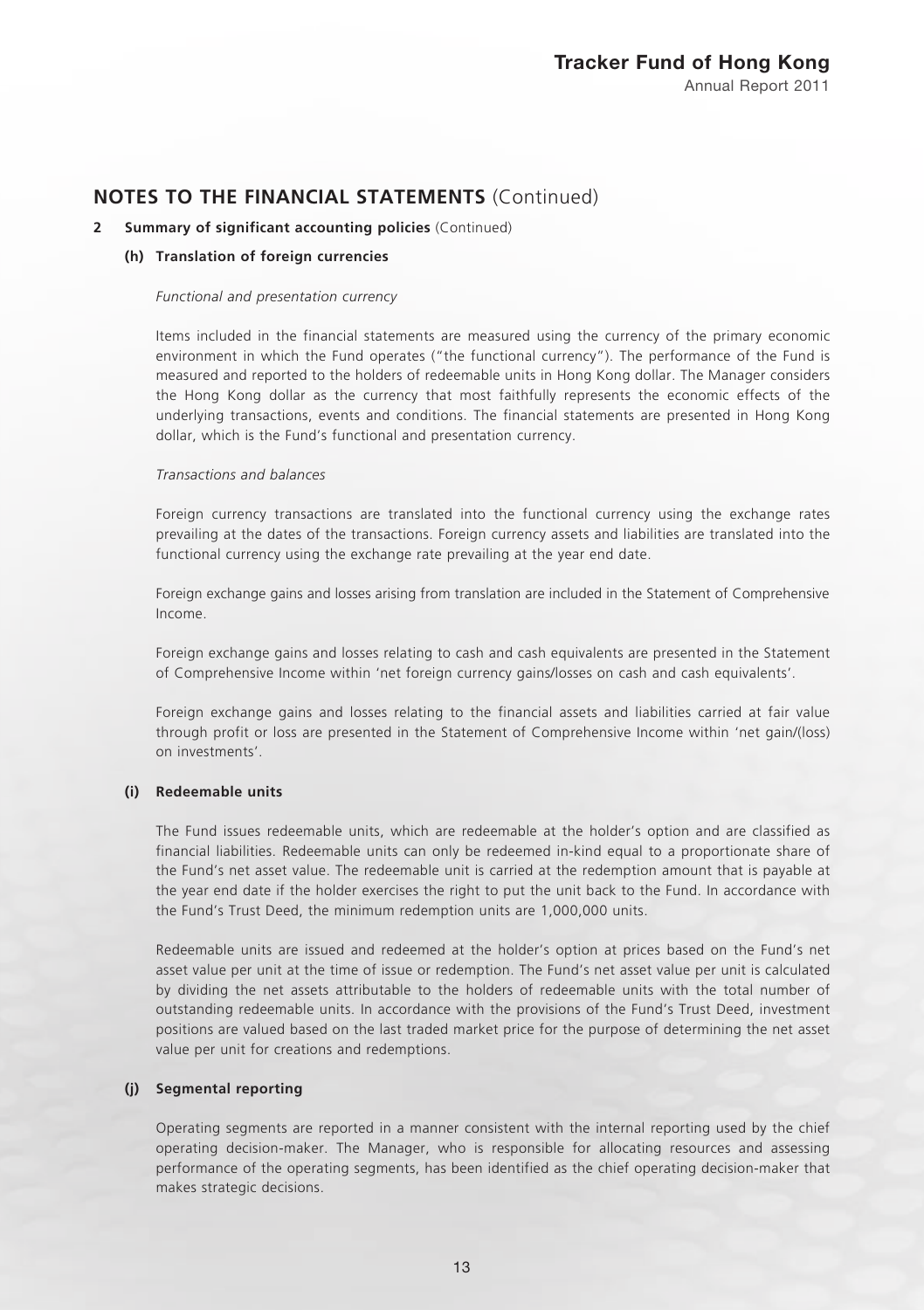## NOTES TO THE FINANCIAL STATEMENTS (Continued)

**2 Summary of significant accounting policies** (Continued)

**(h) Translation of foreign currencies**

*Functional and presentation currency*

Items included in the financial statements are measured using the currency of the primary economic environment in which the Fund operates ("the functional currency"). The performance of the Fund is measured and reported to the holders of redeemable units in Hong Kong dollar. The Manager considers the Hong Kong dollar as the currency that most faithfully represents the economic effects of the underlying transactions, events and conditions. The financial statements are presented in Hong Kong dollar, which is the Fund's functional and presentation currency.

*Transactions and balances*

Foreign currency transactions are translated into the functional currency using the exchange rates prevailing at the dates of the transactions. Foreign currency assets and liabilities are translated into the functional currency using the exchange rate prevailing at the year end date.

Foreign exchange gains and losses arising from translation are included in the Statement of Comprehensive Income.

Foreign exchange gains and losses relating to cash and cash equivalents are presented in the Statement of Comprehensive Income within 'net foreign currency gains/losses on cash and cash equivalents'.

Foreign exchange gains and losses relating to the financial assets and liabilities carried at fair value through profit or loss are presented in the Statement of Comprehensive Income within 'net gain/(loss) on investments'.

**(i) Redeemable units**

The Fund issues redeemable units, which are redeemable at the holder's option and are classified as financial liabilities. Redeemable units can only be redeemed in-kind equal to a proportionate share of the Fund's net asset value. The redeemable unit is carried at the redemption amount that is payable at the year end date if the holder exercises the right to put the unit back to the Fund. In accordance with the Fund's Trust Deed, the minimum redemption units are 1,000,000 units.

Redeemable units are issued and redeemed at the holder's option at prices based on the Fund's net asset value per unit at the time of issue or redemption. The Fund's net asset value per unit is calculated by dividing the net assets attributable to the holders of redeemable units with the total number of outstanding redeemable units. In accordance with the provisions of the Fund's Trust Deed, investment positions are valued based on the last traded market price for the purpose of determining the net asset value per unit for creations and redemptions.

**(j) Segmental reporting**

Operating segments are reported in a manner consistent with the internal reporting used by the chief operating decision-maker. The Manager, who is responsible for allocating resources and assessing performance of the operating segments, has been identified as the chief operating decision-maker that makes strategic decisions.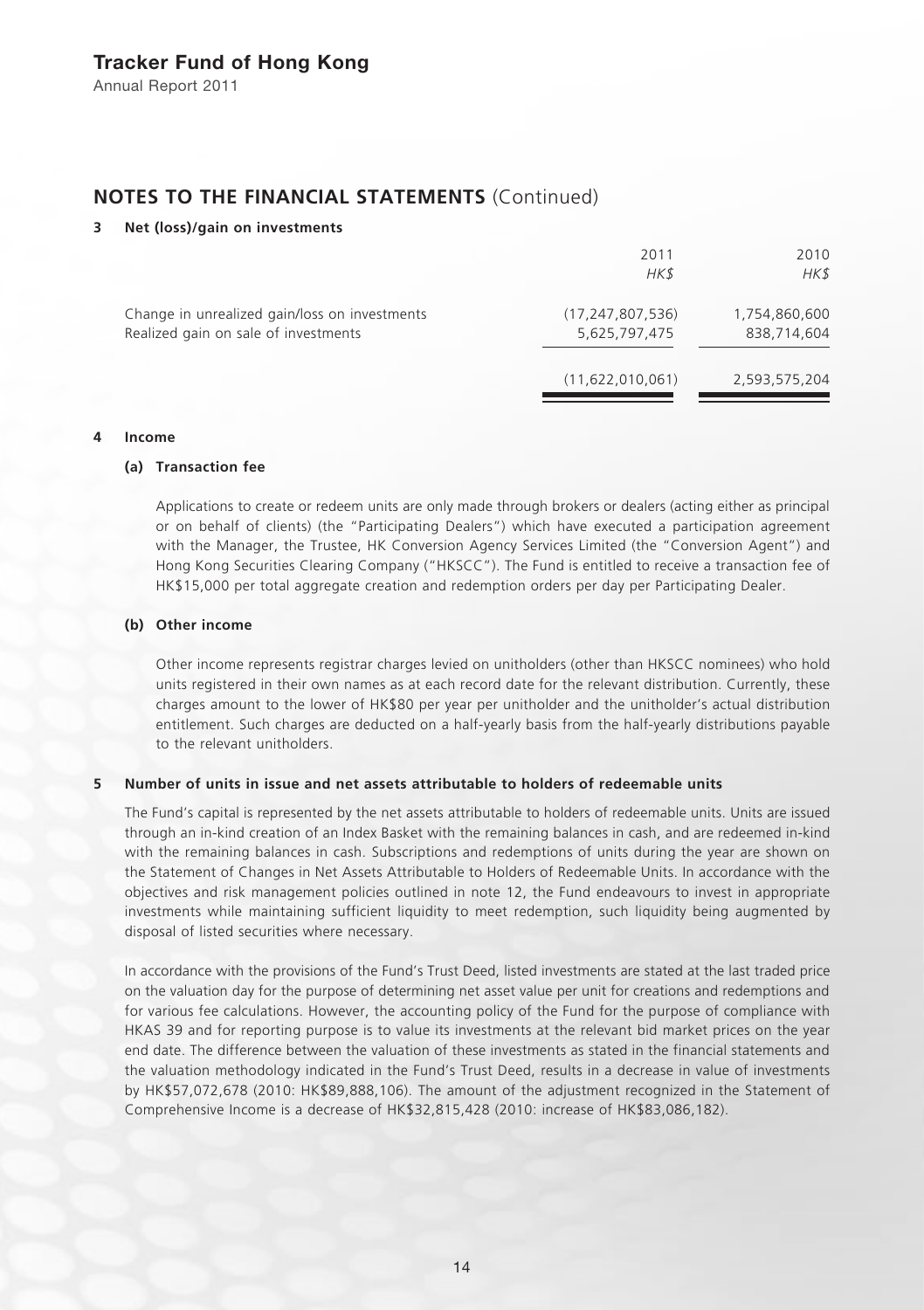## NOTES TO THE FINANCIAL STATEMENTS (Continued)

### 3 Net (loss)/gain on investments

| | 2011 | 2010 |
|---|---|---|
| | *HK$* | *HK$* |
| Change in unrealized gain/loss on investments | (17,247,807,536) | 1,754,860,600 |
| Realized gain on sale of investments | 5,625,797,475 | 838,714,604 |
| | (11,622,010,061) | 2,593,575,204 |

### 4 Income

#### (a) Transaction fee

Applications to create or redeem units are only made through brokers or dealers (acting either as principal or on behalf of clients) (the "Participating Dealers") which have executed a participation agreement with the Manager, the Trustee, HK Conversion Agency Services Limited (the "Conversion Agent") and Hong Kong Securities Clearing Company ("HKSCC"). The Fund is entitled to receive a transaction fee of HK$15,000 per total aggregate creation and redemption orders per day per Participating Dealer.

#### (b) Other income

Other income represents registrar charges levied on unitholders (other than HKSCC nominees) who hold units registered in their own names as at each record date for the relevant distribution. Currently, these charges amount to the lower of HK$80 per year per unitholder and the unitholder's actual distribution entitlement. Such charges are deducted on a half-yearly basis from the half-yearly distributions payable to the relevant unitholders.

### 5 Number of units in issue and net assets attributable to holders of redeemable units

The Fund's capital is represented by the net assets attributable to holders of redeemable units. Units are issued through an in-kind creation of an Index Basket with the remaining balances in cash, and are redeemed in-kind with the remaining balances in cash. Subscriptions and redemptions of units during the year are shown on the Statement of Changes in Net Assets Attributable to Holders of Redeemable Units. In accordance with the objectives and risk management policies outlined in note 12, the Fund endeavours to invest in appropriate investments while maintaining sufficient liquidity to meet redemption, such liquidity being augmented by disposal of listed securities where necessary.

In accordance with the provisions of the Fund's Trust Deed, listed investments are stated at the last traded price on the valuation day for the purpose of determining net asset value per unit for creations and redemptions and for various fee calculations. However, the accounting policy of the Fund for the purpose of compliance with HKAS 39 and for reporting purpose is to value its investments at the relevant bid market prices on the year end date. The difference between the valuation of these investments as stated in the financial statements and the valuation methodology indicated in the Fund's Trust Deed, results in a decrease in value of investments by HK$57,072,678 (2010: HK$89,888,106). The amount of the adjustment recognized in the Statement of Comprehensive Income is a decrease of HK$32,815,428 (2010: increase of HK$83,086,182).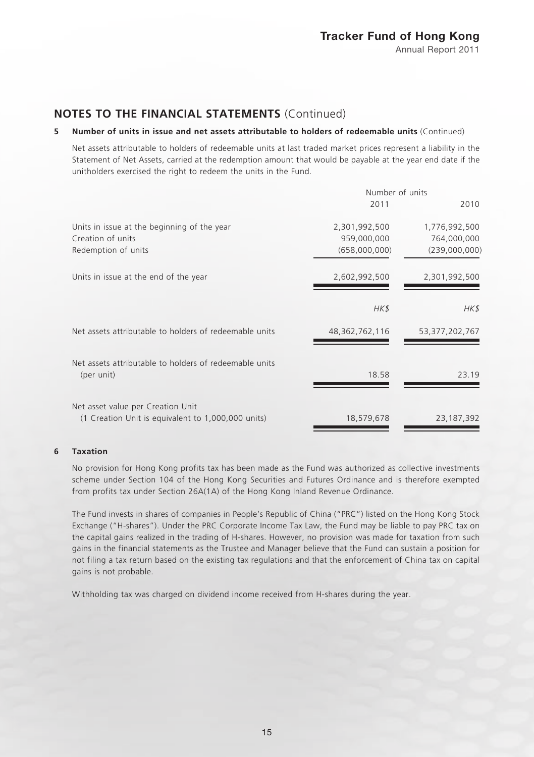## NOTES TO THE FINANCIAL STATEMENTS (Continued)

**5 Number of units in issue and net assets attributable to holders of redeemable units** (Continued)

Net assets attributable to holders of redeemable units at last traded market prices represent a liability in the Statement of Net Assets, carried at the redemption amount that would be payable at the year end date if the unitholders exercised the right to redeem the units in the Fund.

| | Number of units | |
|---|---|---|
| | 2011 | 2010 |
| Units in issue at the beginning of the year | 2,301,992,500 | 1,776,992,500 |
| Creation of units | 959,000,000 | 764,000,000 |
| Redemption of units | (658,000,000) | (239,000,000) |
| Units in issue at the end of the year | 2,602,992,500 | 2,301,992,500 |
| | *HK$* | *HK$* |
| Net assets attributable to holders of redeemable units | 48,362,762,116 | 53,377,202,767 |
| Net assets attributable to holders of redeemable units (per unit) | 18.58 | 23.19 |
| Net asset value per Creation Unit (1 Creation Unit is equivalent to 1,000,000 units) | 18,579,678 | 23,187,392 |

**6 Taxation**

No provision for Hong Kong profits tax has been made as the Fund was authorized as collective investments scheme under Section 104 of the Hong Kong Securities and Futures Ordinance and is therefore exempted from profits tax under Section 26A(1A) of the Hong Kong Inland Revenue Ordinance.

The Fund invests in shares of companies in People's Republic of China ("PRC") listed on the Hong Kong Stock Exchange ("H-shares"). Under the PRC Corporate Income Tax Law, the Fund may be liable to pay PRC tax on the capital gains realized in the trading of H-shares. However, no provision was made for taxation from such gains in the financial statements as the Trustee and Manager believe that the Fund can sustain a position for not filing a tax return based on the existing tax regulations and that the enforcement of China tax on capital gains is not probable.

Withholding tax was charged on dividend income received from H-shares during the year.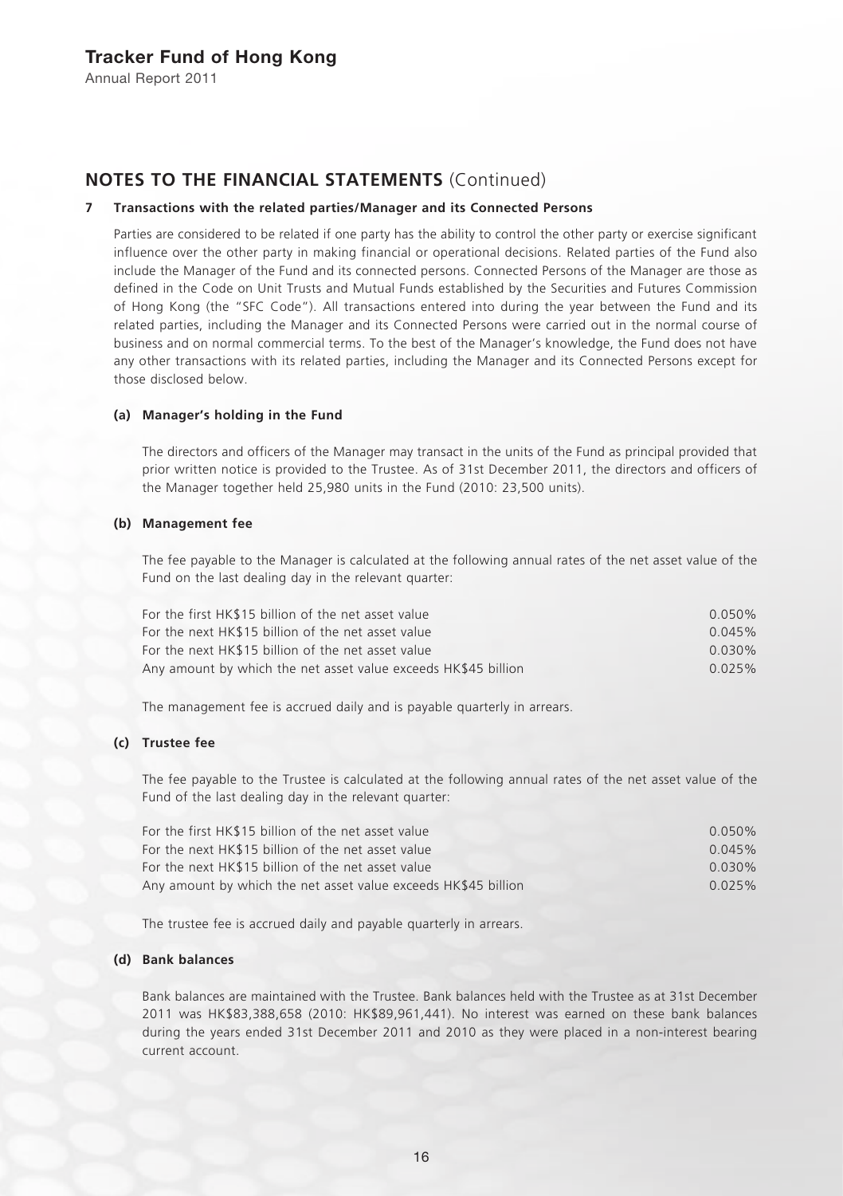## NOTES TO THE FINANCIAL STATEMENTS (Continued)

**7 Transactions with the related parties/Manager and its Connected Persons**

Parties are considered to be related if one party has the ability to control the other party or exercise significant influence over the other party in making financial or operational decisions. Related parties of the Fund also include the Manager of the Fund and its connected persons. Connected Persons of the Manager are those as defined in the Code on Unit Trusts and Mutual Funds established by the Securities and Futures Commission of Hong Kong (the "SFC Code"). All transactions entered into during the year between the Fund and its related parties, including the Manager and its Connected Persons were carried out in the normal course of business and on normal commercial terms. To the best of the Manager's knowledge, the Fund does not have any other transactions with its related parties, including the Manager and its Connected Persons except for those disclosed below.

**(a) Manager's holding in the Fund**

The directors and officers of the Manager may transact in the units of the Fund as principal provided that prior written notice is provided to the Trustee. As of 31st December 2011, the directors and officers of the Manager together held 25,980 units in the Fund (2010: 23,500 units).

**(b) Management fee**

The fee payable to the Manager is calculated at the following annual rates of the net asset value of the Fund on the last dealing day in the relevant quarter:

| | |
|---|---|
| For the first HK$15 billion of the net asset value | 0.050% |
| For the next HK$15 billion of the net asset value | 0.045% |
| For the next HK$15 billion of the net asset value | 0.030% |
| Any amount by which the net asset value exceeds HK$45 billion | 0.025% |

The management fee is accrued daily and is payable quarterly in arrears.

**(c) Trustee fee**

The fee payable to the Trustee is calculated at the following annual rates of the net asset value of the Fund of the last dealing day in the relevant quarter:

| | |
|---|---|
| For the first HK$15 billion of the net asset value | 0.050% |
| For the next HK$15 billion of the net asset value | 0.045% |
| For the next HK$15 billion of the net asset value | 0.030% |
| Any amount by which the net asset value exceeds HK$45 billion | 0.025% |

The trustee fee is accrued daily and payable quarterly in arrears.

**(d) Bank balances**

Bank balances are maintained with the Trustee. Bank balances held with the Trustee as at 31st December 2011 was HK$83,388,658 (2010: HK$89,961,441). No interest was earned on these bank balances during the years ended 31st December 2011 and 2010 as they were placed in a non-interest bearing current account.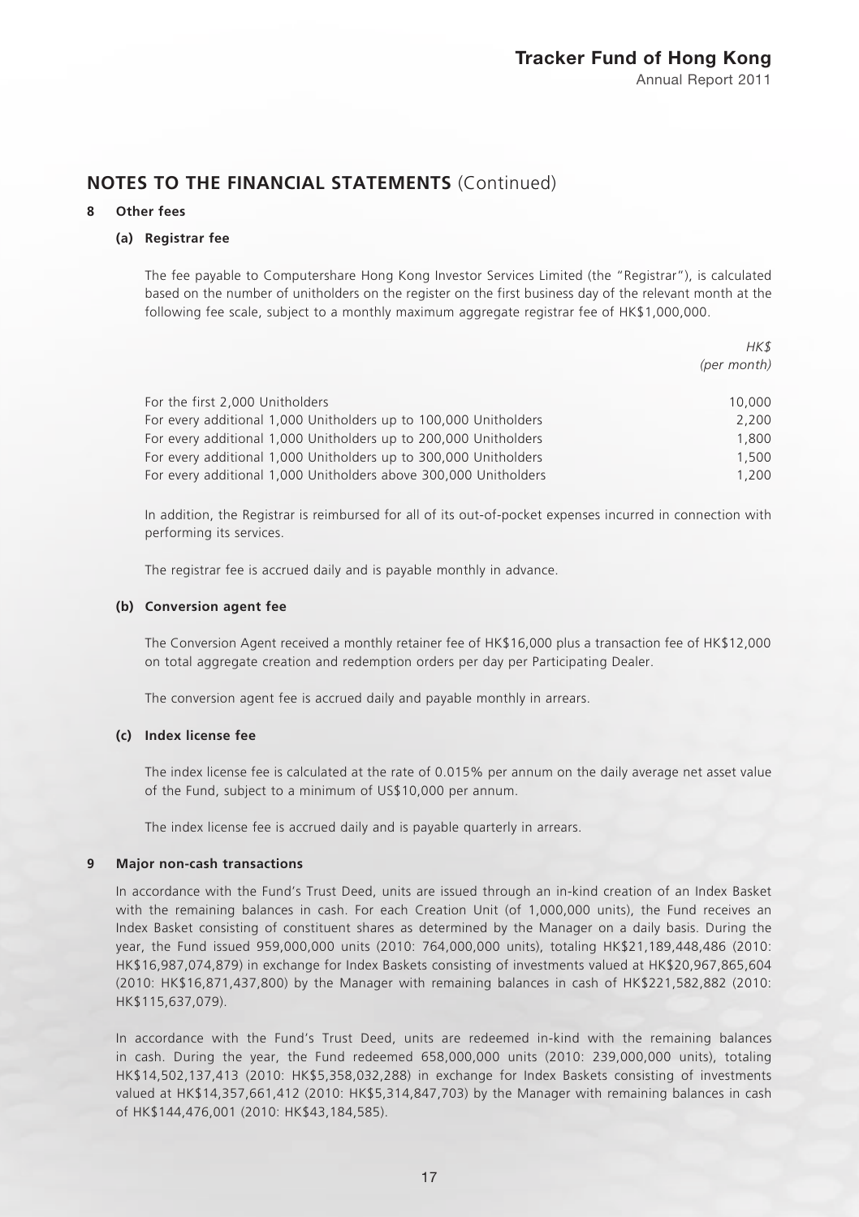## NOTES TO THE FINANCIAL STATEMENTS (Continued)

### 8 Other fees

#### (a) Registrar fee

The fee payable to Computershare Hong Kong Investor Services Limited (the "Registrar"), is calculated based on the number of unitholders on the register on the first business day of the relevant month at the following fee scale, subject to a monthly maximum aggregate registrar fee of HK$1,000,000.

| | *HK$* *(per month)* |
|---|---|
| For the first 2,000 Unitholders | 10,000 |
| For every additional 1,000 Unitholders up to 100,000 Unitholders | 2,200 |
| For every additional 1,000 Unitholders up to 200,000 Unitholders | 1,800 |
| For every additional 1,000 Unitholders up to 300,000 Unitholders | 1,500 |
| For every additional 1,000 Unitholders above 300,000 Unitholders | 1,200 |

In addition, the Registrar is reimbursed for all of its out-of-pocket expenses incurred in connection with performing its services.

The registrar fee is accrued daily and is payable monthly in advance.

#### (b) Conversion agent fee

The Conversion Agent received a monthly retainer fee of HK$16,000 plus a transaction fee of HK$12,000 on total aggregate creation and redemption orders per day per Participating Dealer.

The conversion agent fee is accrued daily and payable monthly in arrears.

#### (c) Index license fee

The index license fee is calculated at the rate of 0.015% per annum on the daily average net asset value of the Fund, subject to a minimum of US$10,000 per annum.

The index license fee is accrued daily and is payable quarterly in arrears.

### 9 Major non-cash transactions

In accordance with the Fund's Trust Deed, units are issued through an in-kind creation of an Index Basket with the remaining balances in cash. For each Creation Unit (of 1,000,000 units), the Fund receives an Index Basket consisting of constituent shares as determined by the Manager on a daily basis. During the year, the Fund issued 959,000,000 units (2010: 764,000,000 units), totaling HK$21,189,448,486 (2010: HK$16,987,074,879) in exchange for Index Baskets consisting of investments valued at HK$20,967,865,604 (2010: HK$16,871,437,800) by the Manager with remaining balances in cash of HK$221,582,882 (2010: HK$115,637,079).

In accordance with the Fund's Trust Deed, units are redeemed in-kind with the remaining balances in cash. During the year, the Fund redeemed 658,000,000 units (2010: 239,000,000 units), totaling HK$14,502,137,413 (2010: HK$5,358,032,288) in exchange for Index Baskets consisting of investments valued at HK$14,357,661,412 (2010: HK$5,314,847,703) by the Manager with remaining balances in cash of HK$144,476,001 (2010: HK$43,184,585).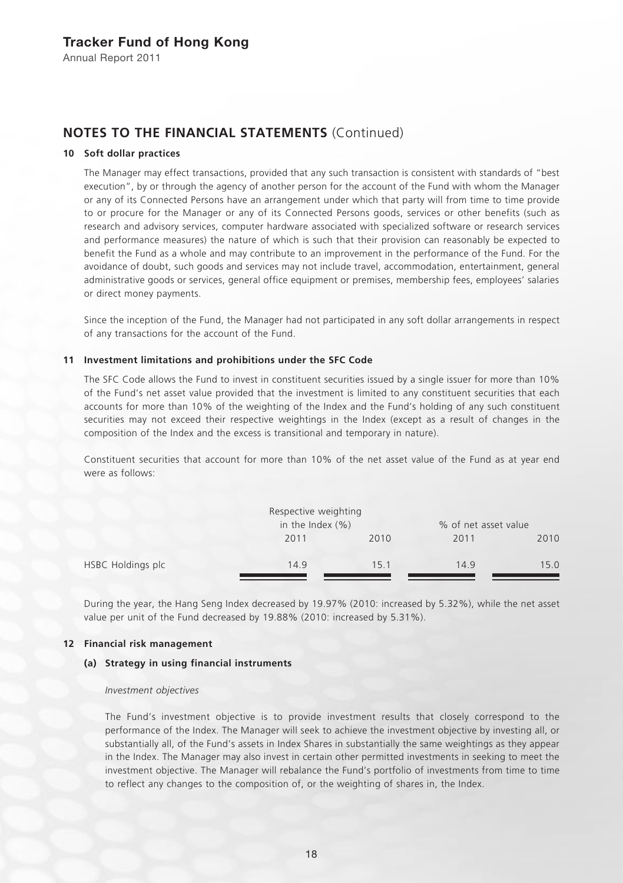## NOTES TO THE FINANCIAL STATEMENTS (Continued)

### 10 Soft dollar practices

The Manager may effect transactions, provided that any such transaction is consistent with standards of "best execution", by or through the agency of another person for the account of the Fund with whom the Manager or any of its Connected Persons have an arrangement under which that party will from time to time provide to or procure for the Manager or any of its Connected Persons goods, services or other benefits (such as research and advisory services, computer hardware associated with specialized software or research services and performance measures) the nature of which is such that their provision can reasonably be expected to benefit the Fund as a whole and may contribute to an improvement in the performance of the Fund. For the avoidance of doubt, such goods and services may not include travel, accommodation, entertainment, general administrative goods or services, general office equipment or premises, membership fees, employees' salaries or direct money payments.

Since the inception of the Fund, the Manager had not participated in any soft dollar arrangements in respect of any transactions for the account of the Fund.

### 11 Investment limitations and prohibitions under the SFC Code

The SFC Code allows the Fund to invest in constituent securities issued by a single issuer for more than 10% of the Fund's net asset value provided that the investment is limited to any constituent securities that each accounts for more than 10% of the weighting of the Index and the Fund's holding of any such constituent securities may not exceed their respective weightings in the Index (except as a result of changes in the composition of the Index and the excess is transitional and temporary in nature).

Constituent securities that account for more than 10% of the net asset value of the Fund as at year end were as follows:

| | Respective weighting in the Index (%) | | % of net asset value | |
|---|---|---|---|---|
| | 2011 | 2010 | 2011 | 2010 |
| HSBC Holdings plc | 14.9 | 15.1 | 14.9 | 15.0 |

During the year, the Hang Seng Index decreased by 19.97% (2010: increased by 5.32%), while the net asset value per unit of the Fund decreased by 19.88% (2010: increased by 5.31%).

### 12 Financial risk management

#### (a) Strategy in using financial instruments

*Investment objectives*

The Fund's investment objective is to provide investment results that closely correspond to the performance of the Index. The Manager will seek to achieve the investment objective by investing all, or substantially all, of the Fund's assets in Index Shares in substantially the same weightings as they appear in the Index. The Manager may also invest in certain other permitted investments in seeking to meet the investment objective. The Manager will rebalance the Fund's portfolio of investments from time to time to reflect any changes to the composition of, or the weighting of shares in, the Index.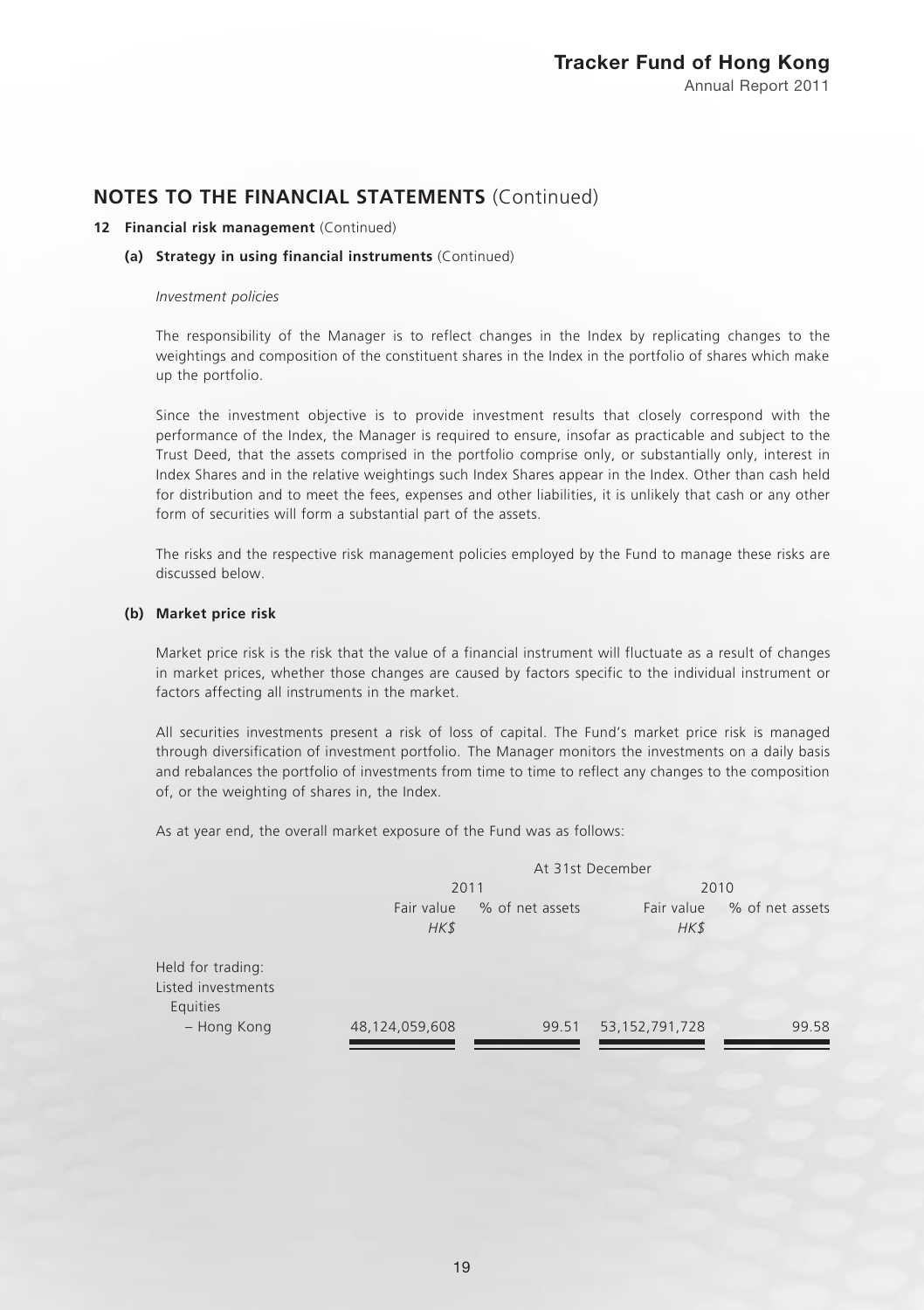## NOTES TO THE FINANCIAL STATEMENTS (Continued)

**12 Financial risk management** (Continued)

**(a) Strategy in using financial instruments** (Continued)

*Investment policies*

The responsibility of the Manager is to reflect changes in the Index by replicating changes to the weightings and composition of the constituent shares in the Index in the portfolio of shares which make up the portfolio.

Since the investment objective is to provide investment results that closely correspond with the performance of the Index, the Manager is required to ensure, insofar as practicable and subject to the Trust Deed, that the assets comprised in the portfolio comprise only, or substantially only, interest in Index Shares and in the relative weightings such Index Shares appear in the Index. Other than cash held for distribution and to meet the fees, expenses and other liabilities, it is unlikely that cash or any other form of securities will form a substantial part of the assets.

The risks and the respective risk management policies employed by the Fund to manage these risks are discussed below.

**(b) Market price risk**

Market price risk is the risk that the value of a financial instrument will fluctuate as a result of changes in market prices, whether those changes are caused by factors specific to the individual instrument or factors affecting all instruments in the market.

All securities investments present a risk of loss of capital. The Fund's market price risk is managed through diversification of investment portfolio. The Manager monitors the investments on a daily basis and rebalances the portfolio of investments from time to time to reflect any changes to the composition of, or the weighting of shares in, the Index.

As at year end, the overall market exposure of the Fund was as follows:

| | At 31st December | | | |
|---|---|---|---|---|
| | 2011 | | 2010 | |
| | Fair value *HK$* | % of net assets | Fair value *HK$* | % of net assets |
| Held for trading: | | | | |
| Listed investments | | | | |
| Equities | | | | |
| – Hong Kong | 48,124,059,608 | 99.51 | 53,152,791,728 | 99.58 |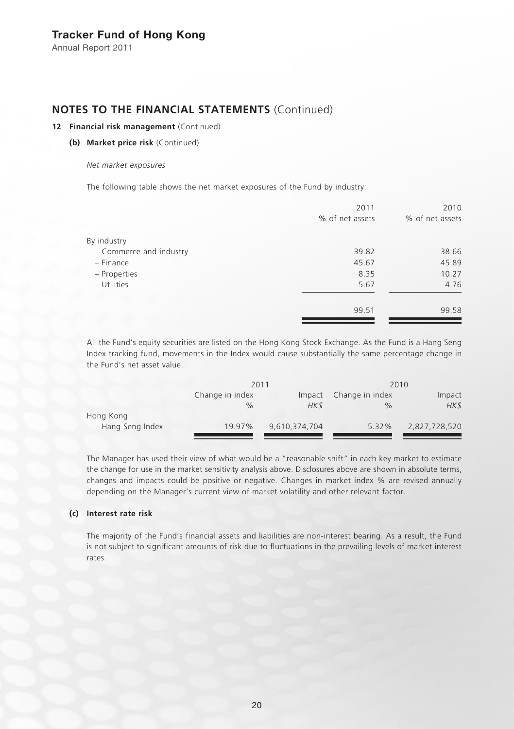## NOTES TO THE FINANCIAL STATEMENTS (Continued)

**12 Financial risk management** (Continued)

**(b) Market price risk** (Continued)

*Net market exposures*

The following table shows the net market exposures of the Fund by industry:

| | 2011<br>% of net assets | 2010<br>% of net assets |
|---|---|---|
| By industry | | |
| – Commerce and industry | 39.82 | 38.66 |
| – Finance | 45.67 | 45.89 |
| – Properties | 8.35 | 10.27 |
| – Utilities | 5.67 | 4.76 |
| | 99.51 | 99.58 |

All the Fund's equity securities are listed on the Hong Kong Stock Exchange. As the Fund is a Hang Seng Index tracking fund, movements in the Index would cause substantially the same percentage change in the Fund's net asset value.

| | 2011 | | 2010 | |
|---|---|---|---|---|
| | Change in index<br>*%* | Impact<br>*HK$* | Change in index<br>*%* | Impact<br>*HK$* |
| Hong Kong<br>– Hang Seng Index | 19.97% | 9,610,374,704 | 5.32% | 2,827,728,520 |

The Manager has used their view of what would be a "reasonable shift" in each key market to estimate the change for use in the market sensitivity analysis above. Disclosures above are shown in absolute terms, changes and impacts could be positive or negative. Changes in market index % are revised annually depending on the Manager's current view of market volatility and other relevant factor.

**(c) Interest rate risk**

The majority of the Fund's financial assets and liabilities are non-interest bearing. As a result, the Fund is not subject to significant amounts of risk due to fluctuations in the prevailing levels of market interest rates.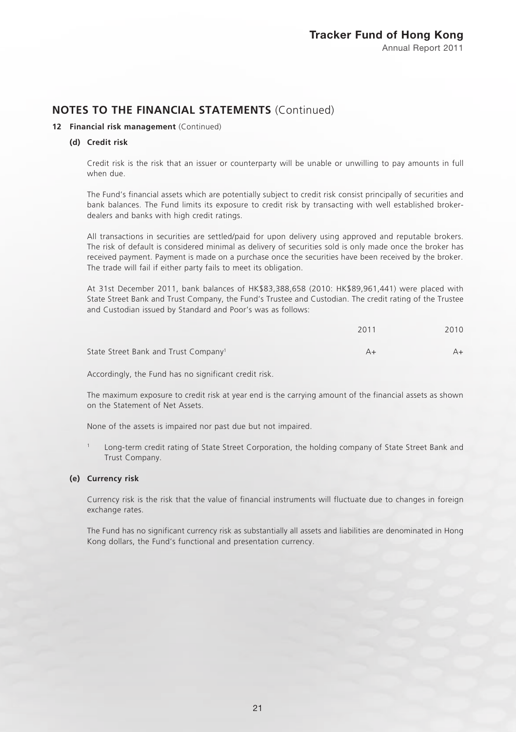## NOTES TO THE FINANCIAL STATEMENTS (Continued)

### 12 Financial risk management (Continued)

#### (d) Credit risk

Credit risk is the risk that an issuer or counterparty will be unable or unwilling to pay amounts in full when due.

The Fund's financial assets which are potentially subject to credit risk consist principally of securities and bank balances. The Fund limits its exposure to credit risk by transacting with well established broker-dealers and banks with high credit ratings.

All transactions in securities are settled/paid for upon delivery using approved and reputable brokers. The risk of default is considered minimal as delivery of securities sold is only made once the broker has received payment. Payment is made on a purchase once the securities have been received by the broker. The trade will fail if either party fails to meet its obligation.

At 31st December 2011, bank balances of HK$83,388,658 (2010: HK$89,961,441) were placed with State Street Bank and Trust Company, the Fund's Trustee and Custodian. The credit rating of the Trustee and Custodian issued by Standard and Poor's was as follows:

| | 2011 | 2010 |
|---|---|---|
| State Street Bank and Trust Company[1] | A+ | A+ |

Accordingly, the Fund has no significant credit risk.

The maximum exposure to credit risk at year end is the carrying amount of the financial assets as shown on the Statement of Net Assets.

None of the assets is impaired nor past due but not impaired.

[1] Long-term credit rating of State Street Corporation, the holding company of State Street Bank and Trust Company.

#### (e) Currency risk

Currency risk is the risk that the value of financial instruments will fluctuate due to changes in foreign exchange rates.

The Fund has no significant currency risk as substantially all assets and liabilities are denominated in Hong Kong dollars, the Fund's functional and presentation currency.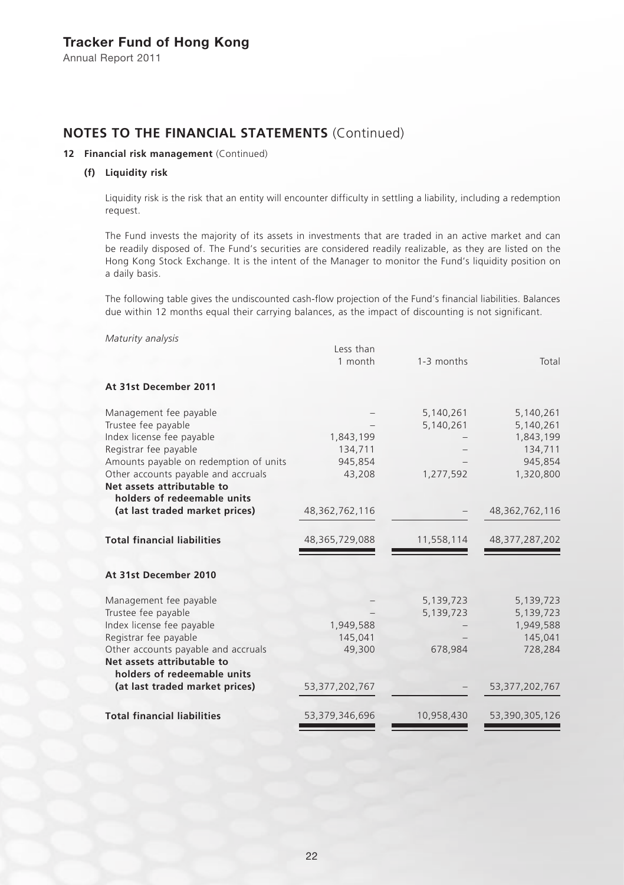## NOTES TO THE FINANCIAL STATEMENTS (Continued)

### 12 Financial risk management (Continued)

#### (f) Liquidity risk

Liquidity risk is the risk that an entity will encounter difficulty in settling a liability, including a redemption request.

The Fund invests the majority of its assets in investments that are traded in an active market and can be readily disposed of. The Fund's securities are considered readily realizable, as they are listed on the Hong Kong Stock Exchange. It is the intent of the Manager to monitor the Fund's liquidity position on a daily basis.

The following table gives the undiscounted cash-flow projection of the Fund's financial liabilities. Balances due within 12 months equal their carrying balances, as the impact of discounting is not significant.

*Maturity analysis*

| | Less than 1 month | 1-3 months | Total |
|---|---|---|---|
| **At 31st December 2011** | | | |
| Management fee payable | – | 5,140,261 | 5,140,261 |
| Trustee fee payable | – | 5,140,261 | 5,140,261 |
| Index license fee payable | 1,843,199 | – | 1,843,199 |
| Registrar fee payable | 134,711 | – | 134,711 |
| Amounts payable on redemption of units | 945,854 | – | 945,854 |
| Other accounts payable and accruals | 43,208 | 1,277,592 | 1,320,800 |
| **Net assets attributable to holders of redeemable units (at last traded market prices)** | 48,362,762,116 | – | 48,362,762,116 |
| **Total financial liabilities** | 48,365,729,088 | 11,558,114 | 48,377,287,202 |
| **At 31st December 2010** | | | |
| Management fee payable | – | 5,139,723 | 5,139,723 |
| Trustee fee payable | – | 5,139,723 | 5,139,723 |
| Index license fee payable | 1,949,588 | – | 1,949,588 |
| Registrar fee payable | 145,041 | – | 145,041 |
| Other accounts payable and accruals | 49,300 | 678,984 | 728,284 |
| **Net assets attributable to holders of redeemable units (at last traded market prices)** | 53,377,202,767 | – | 53,377,202,767 |
| **Total financial liabilities** | 53,379,346,696 | 10,958,430 | 53,390,305,126 |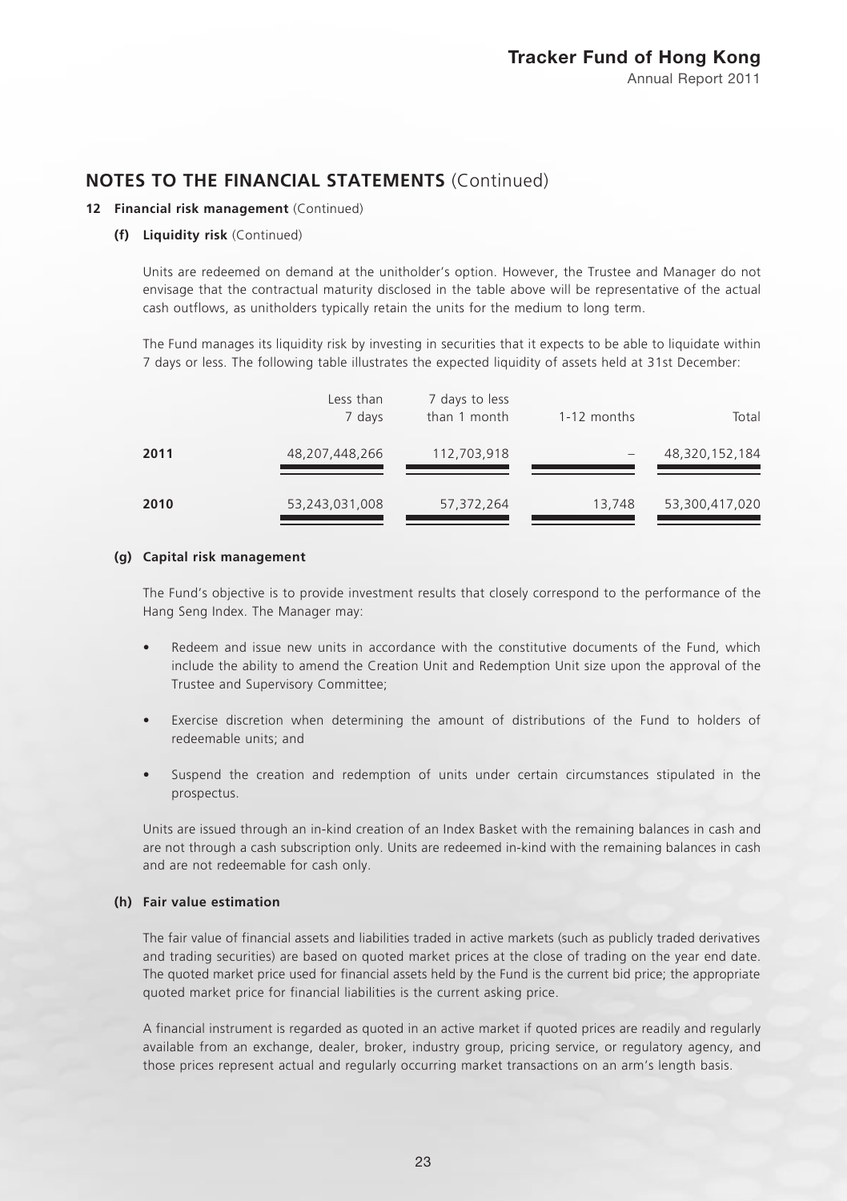## NOTES TO THE FINANCIAL STATEMENTS (Continued)

**12 Financial risk management** (Continued)

**(f) Liquidity risk** (Continued)

Units are redeemed on demand at the unitholder's option. However, the Trustee and Manager do not envisage that the contractual maturity disclosed in the table above will be representative of the actual cash outflows, as unitholders typically retain the units for the medium to long term.

The Fund manages its liquidity risk by investing in securities that it expects to be able to liquidate within 7 days or less. The following table illustrates the expected liquidity of assets held at 31st December:

| | Less than 7 days | 7 days to less than 1 month | 1-12 months | Total |
|---|---|---|---|---|
| **2011** | 48,207,448,266 | 112,703,918 | – | 48,320,152,184 |
| **2010** | 53,243,031,008 | 57,372,264 | 13,748 | 53,300,417,020 |

**(g) Capital risk management**

The Fund's objective is to provide investment results that closely correspond to the performance of the Hang Seng Index. The Manager may:

- Redeem and issue new units in accordance with the constitutive documents of the Fund, which include the ability to amend the Creation Unit and Redemption Unit size upon the approval of the Trustee and Supervisory Committee;
- Exercise discretion when determining the amount of distributions of the Fund to holders of redeemable units; and
- Suspend the creation and redemption of units under certain circumstances stipulated in the prospectus.

Units are issued through an in-kind creation of an Index Basket with the remaining balances in cash and are not through a cash subscription only. Units are redeemed in-kind with the remaining balances in cash and are not redeemable for cash only.

**(h) Fair value estimation**

The fair value of financial assets and liabilities traded in active markets (such as publicly traded derivatives and trading securities) are based on quoted market prices at the close of trading on the year end date. The quoted market price used for financial assets held by the Fund is the current bid price; the appropriate quoted market price for financial liabilities is the current asking price.

A financial instrument is regarded as quoted in an active market if quoted prices are readily and regularly available from an exchange, dealer, broker, industry group, pricing service, or regulatory agency, and those prices represent actual and regularly occurring market transactions on an arm's length basis.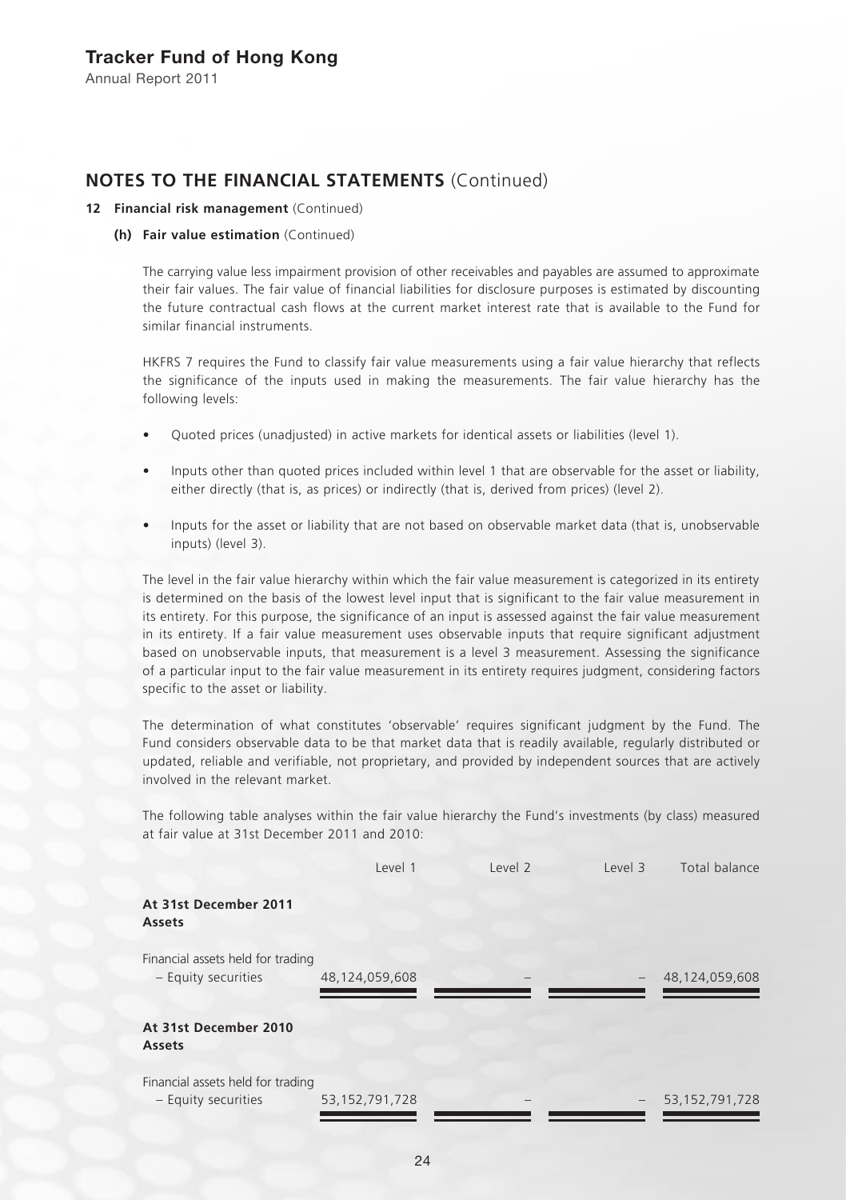## NOTES TO THE FINANCIAL STATEMENTS (Continued)

### 12 Financial risk management (Continued)

#### (h) Fair value estimation (Continued)

The carrying value less impairment provision of other receivables and payables are assumed to approximate their fair values. The fair value of financial liabilities for disclosure purposes is estimated by discounting the future contractual cash flows at the current market interest rate that is available to the Fund for similar financial instruments.

HKFRS 7 requires the Fund to classify fair value measurements using a fair value hierarchy that reflects the significance of the inputs used in making the measurements. The fair value hierarchy has the following levels:

- Quoted prices (unadjusted) in active markets for identical assets or liabilities (level 1).
- Inputs other than quoted prices included within level 1 that are observable for the asset or liability, either directly (that is, as prices) or indirectly (that is, derived from prices) (level 2).
- Inputs for the asset or liability that are not based on observable market data (that is, unobservable inputs) (level 3).

The level in the fair value hierarchy within which the fair value measurement is categorized in its entirety is determined on the basis of the lowest level input that is significant to the fair value measurement in its entirety. For this purpose, the significance of an input is assessed against the fair value measurement in its entirety. If a fair value measurement uses observable inputs that require significant adjustment based on unobservable inputs, that measurement is a level 3 measurement. Assessing the significance of a particular input to the fair value measurement in its entirety requires judgment, considering factors specific to the asset or liability.

The determination of what constitutes 'observable' requires significant judgment by the Fund. The Fund considers observable data to be that market data that is readily available, regularly distributed or updated, reliable and verifiable, not proprietary, and provided by independent sources that are actively involved in the relevant market.

The following table analyses within the fair value hierarchy the Fund's investments (by class) measured at fair value at 31st December 2011 and 2010:

| | Level 1 | Level 2 | Level 3 | Total balance |
|---|---|---|---|---|
| **At 31st December 2011** | | | | |
| **Assets** | | | | |
| Financial assets held for trading | | | | |
| – Equity securities | 48,124,059,608 | – | – | 48,124,059,608 |
| **At 31st December 2010** | | | | |
| **Assets** | | | | |
| Financial assets held for trading | | | | |
| – Equity securities | 53,152,791,728 | – | – | 53,152,791,728 |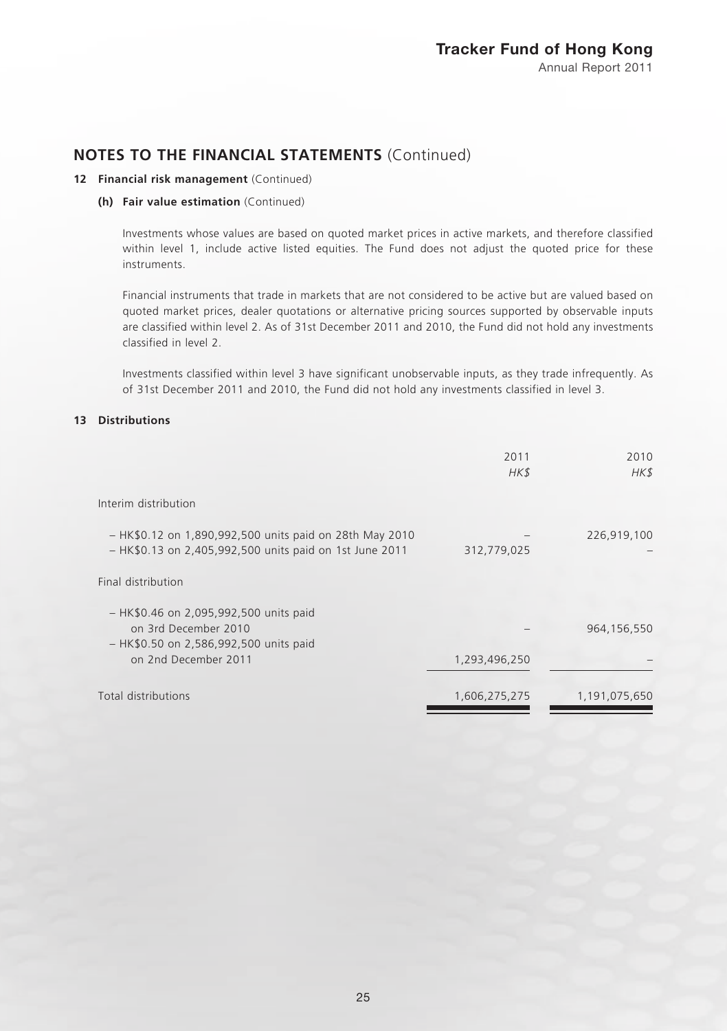## NOTES TO THE FINANCIAL STATEMENTS (Continued)

### 12 Financial risk management (Continued)

#### (h) Fair value estimation (Continued)

Investments whose values are based on quoted market prices in active markets, and therefore classified within level 1, include active listed equities. The Fund does not adjust the quoted price for these instruments.

Financial instruments that trade in markets that are not considered to be active but are valued based on quoted market prices, dealer quotations or alternative pricing sources supported by observable inputs are classified within level 2. As of 31st December 2011 and 2010, the Fund did not hold any investments classified in level 2.

Investments classified within level 3 have significant unobservable inputs, as they trade infrequently. As of 31st December 2011 and 2010, the Fund did not hold any investments classified in level 3.

### 13 Distributions

| | 2011<br>*HK$* | 2010<br>*HK$* |
|---|---|---|
| Interim distribution | | |
| – HK$0.12 on 1,890,992,500 units paid on 28th May 2010 | – | 226,919,100 |
| – HK$0.13 on 2,405,992,500 units paid on 1st June 2011 | 312,779,025 | – |
| Final distribution | | |
| – HK$0.46 on 2,095,992,500 units paid on 3rd December 2010 | – | 964,156,550 |
| – HK$0.50 on 2,586,992,500 units paid on 2nd December 2011 | 1,293,496,250 | – |
| Total distributions | 1,606,275,275 | 1,191,075,650 |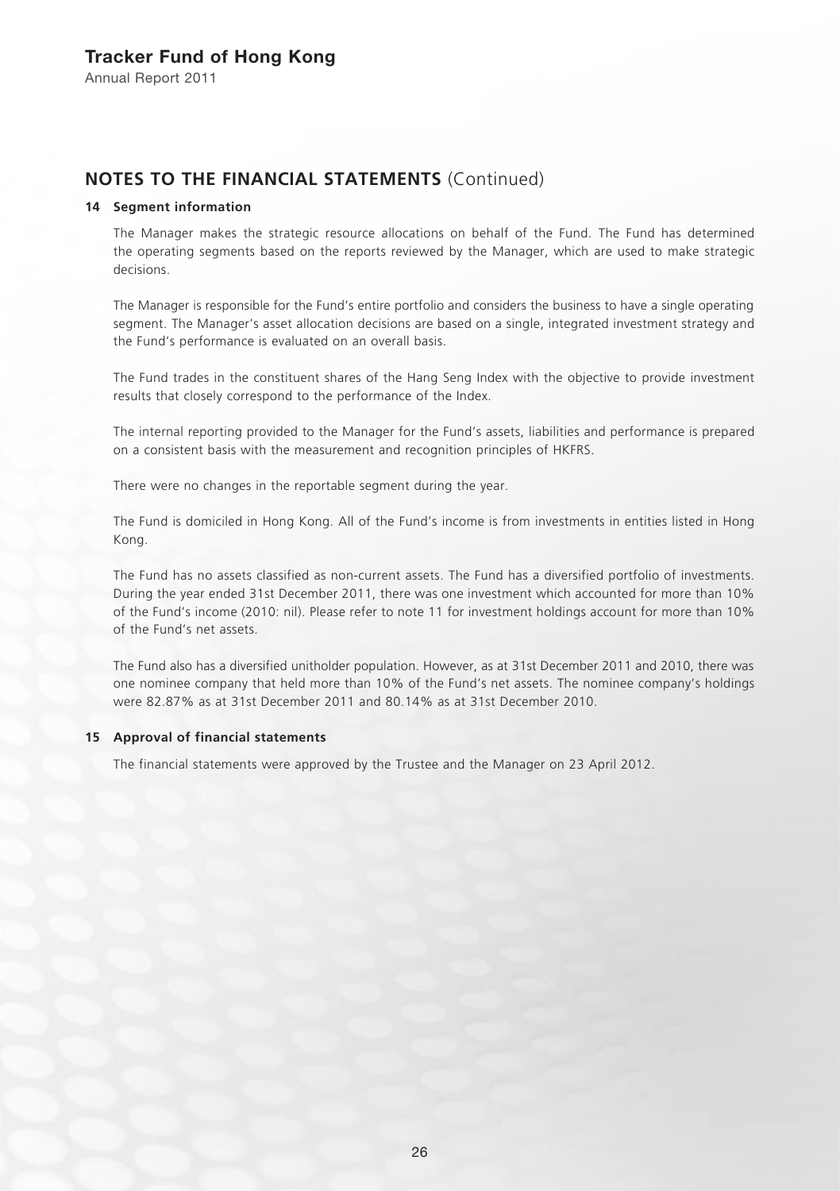## NOTES TO THE FINANCIAL STATEMENTS (Continued)

### 14 Segment information

The Manager makes the strategic resource allocations on behalf of the Fund. The Fund has determined the operating segments based on the reports reviewed by the Manager, which are used to make strategic decisions.

The Manager is responsible for the Fund's entire portfolio and considers the business to have a single operating segment. The Manager's asset allocation decisions are based on a single, integrated investment strategy and the Fund's performance is evaluated on an overall basis.

The Fund trades in the constituent shares of the Hang Seng Index with the objective to provide investment results that closely correspond to the performance of the Index.

The internal reporting provided to the Manager for the Fund's assets, liabilities and performance is prepared on a consistent basis with the measurement and recognition principles of HKFRS.

There were no changes in the reportable segment during the year.

The Fund is domiciled in Hong Kong. All of the Fund's income is from investments in entities listed in Hong Kong.

The Fund has no assets classified as non-current assets. The Fund has a diversified portfolio of investments. During the year ended 31st December 2011, there was one investment which accounted for more than 10% of the Fund's income (2010: nil). Please refer to note 11 for investment holdings account for more than 10% of the Fund's net assets.

The Fund also has a diversified unitholder population. However, as at 31st December 2011 and 2010, there was one nominee company that held more than 10% of the Fund's net assets. The nominee company's holdings were 82.87% as at 31st December 2011 and 80.14% as at 31st December 2010.

### 15 Approval of financial statements

The financial statements were approved by the Trustee and the Manager on 23 April 2012.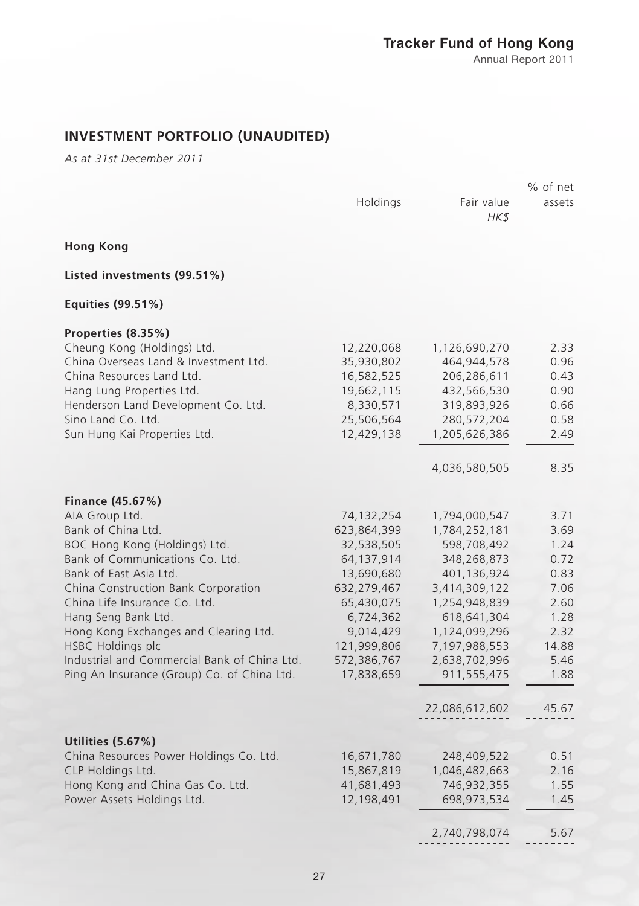## INVESTMENT PORTFOLIO (UNAUDITED)

*As at 31st December 2011*

| | Holdings | Fair value *HK$* | % of net assets |
|---|---|---|---|
| **Hong Kong** | | | |
| **Listed investments (99.51%)** | | | |
| **Equities (99.51%)** | | | |
| **Properties (8.35%)** | | | |
| Cheung Kong (Holdings) Ltd. | 12,220,068 | 1,126,690,270 | 2.33 |
| China Overseas Land & Investment Ltd. | 35,930,802 | 464,944,578 | 0.96 |
| China Resources Land Ltd. | 16,582,525 | 206,286,611 | 0.43 |
| Hang Lung Properties Ltd. | 19,662,115 | 432,566,530 | 0.90 |
| Henderson Land Development Co. Ltd. | 8,330,571 | 319,893,926 | 0.66 |
| Sino Land Co. Ltd. | 25,506,564 | 280,572,204 | 0.58 |
| Sun Hung Kai Properties Ltd. | 12,429,138 | 1,205,626,386 | 2.49 |
| | | 4,036,580,505 | 8.35 |
| **Finance (45.67%)** | | | |
| AIA Group Ltd. | 74,132,254 | 1,794,000,547 | 3.71 |
| Bank of China Ltd. | 623,864,399 | 1,784,252,181 | 3.69 |
| BOC Hong Kong (Holdings) Ltd. | 32,538,505 | 598,708,492 | 1.24 |
| Bank of Communications Co. Ltd. | 64,137,914 | 348,268,873 | 0.72 |
| Bank of East Asia Ltd. | 13,690,680 | 401,136,924 | 0.83 |
| China Construction Bank Corporation | 632,279,467 | 3,414,309,122 | 7.06 |
| China Life Insurance Co. Ltd. | 65,430,075 | 1,254,948,839 | 2.60 |
| Hang Seng Bank Ltd. | 6,724,362 | 618,641,304 | 1.28 |
| Hong Kong Exchanges and Clearing Ltd. | 9,014,429 | 1,124,099,296 | 2.32 |
| HSBC Holdings plc | 121,999,806 | 7,197,988,553 | 14.88 |
| Industrial and Commercial Bank of China Ltd. | 572,386,767 | 2,638,702,996 | 5.46 |
| Ping An Insurance (Group) Co. of China Ltd. | 17,838,659 | 911,555,475 | 1.88 |
| | | 22,086,612,602 | 45.67 |
| **Utilities (5.67%)** | | | |
| China Resources Power Holdings Co. Ltd. | 16,671,780 | 248,409,522 | 0.51 |
| CLP Holdings Ltd. | 15,867,819 | 1,046,482,663 | 2.16 |
| Hong Kong and China Gas Co. Ltd. | 41,681,493 | 746,932,355 | 1.55 |
| Power Assets Holdings Ltd. | 12,198,491 | 698,973,534 | 1.45 |
| | | 2,740,798,074 | 5.67 |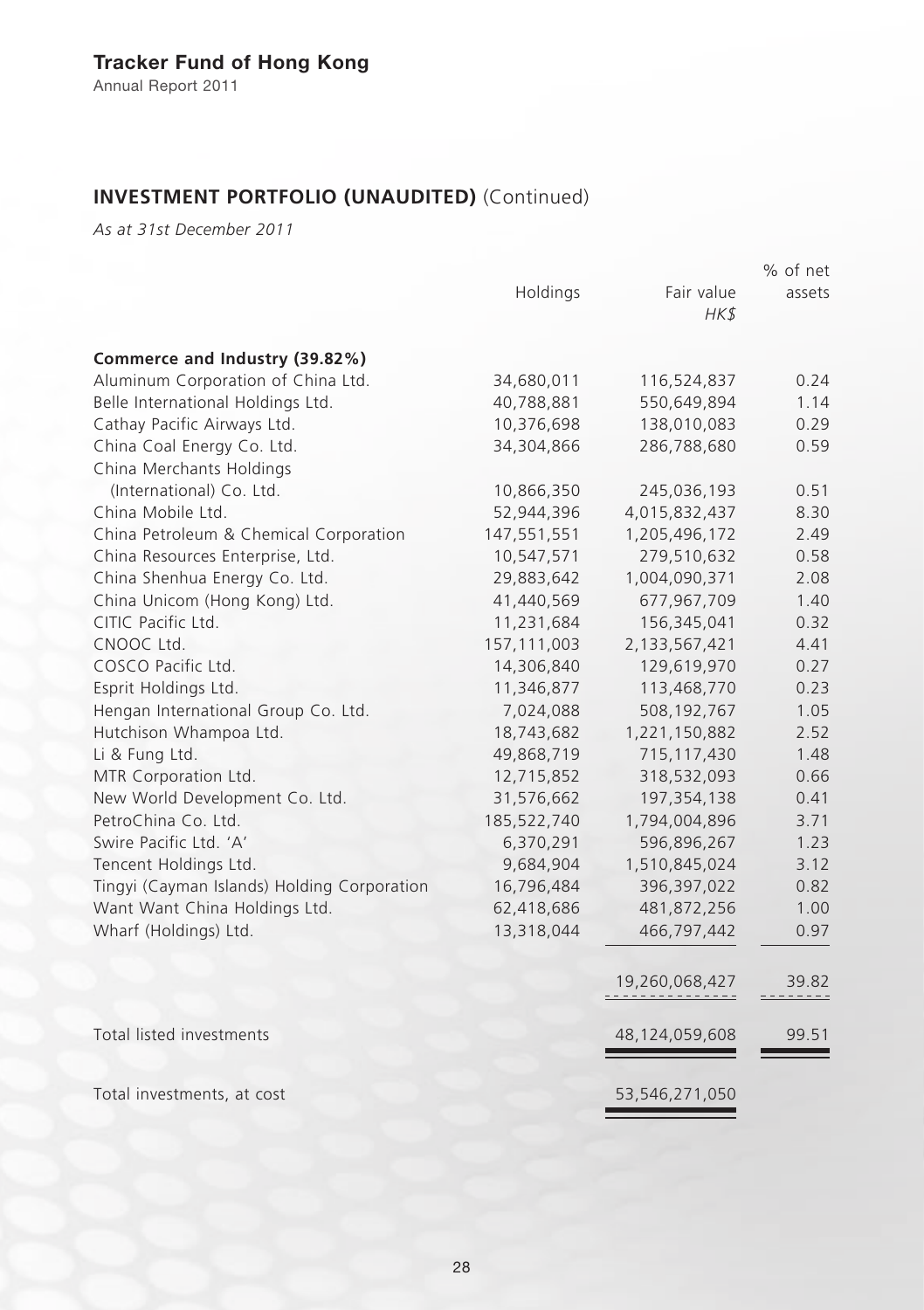## INVESTMENT PORTFOLIO (UNAUDITED) (Continued)

*As at 31st December 2011*

| | Holdings | Fair value *HK$* | % of net assets |
|---|---|---|---|
| **Commerce and Industry (39.82%)** | | | |
| Aluminum Corporation of China Ltd. | 34,680,011 | 116,524,837 | 0.24 |
| Belle International Holdings Ltd. | 40,788,881 | 550,649,894 | 1.14 |
| Cathay Pacific Airways Ltd. | 10,376,698 | 138,010,083 | 0.29 |
| China Coal Energy Co. Ltd. | 34,304,866 | 286,788,680 | 0.59 |
| China Merchants Holdings (International) Co. Ltd. | 10,866,350 | 245,036,193 | 0.51 |
| China Mobile Ltd. | 52,944,396 | 4,015,832,437 | 8.30 |
| China Petroleum & Chemical Corporation | 147,551,551 | 1,205,496,172 | 2.49 |
| China Resources Enterprise, Ltd. | 10,547,571 | 279,510,632 | 0.58 |
| China Shenhua Energy Co. Ltd. | 29,883,642 | 1,004,090,371 | 2.08 |
| China Unicom (Hong Kong) Ltd. | 41,440,569 | 677,967,709 | 1.40 |
| CITIC Pacific Ltd. | 11,231,684 | 156,345,041 | 0.32 |
| CNOOC Ltd. | 157,111,003 | 2,133,567,421 | 4.41 |
| COSCO Pacific Ltd. | 14,306,840 | 129,619,970 | 0.27 |
| Esprit Holdings Ltd. | 11,346,877 | 113,468,770 | 0.23 |
| Hengan International Group Co. Ltd. | 7,024,088 | 508,192,767 | 1.05 |
| Hutchison Whampoa Ltd. | 18,743,682 | 1,221,150,882 | 2.52 |
| Li & Fung Ltd. | 49,868,719 | 715,117,430 | 1.48 |
| MTR Corporation Ltd. | 12,715,852 | 318,532,093 | 0.66 |
| New World Development Co. Ltd. | 31,576,662 | 197,354,138 | 0.41 |
| PetroChina Co. Ltd. | 185,522,740 | 1,794,004,896 | 3.71 |
| Swire Pacific Ltd. 'A' | 6,370,291 | 596,896,267 | 1.23 |
| Tencent Holdings Ltd. | 9,684,904 | 1,510,845,024 | 3.12 |
| Tingyi (Cayman Islands) Holding Corporation | 16,796,484 | 396,397,022 | 0.82 |
| Want Want China Holdings Ltd. | 62,418,686 | 481,872,256 | 1.00 |
| Wharf (Holdings) Ltd. | 13,318,044 | 466,797,442 | 0.97 |
| | | 19,260,068,427 | 39.82 |
| Total listed investments | | 48,124,059,608 | 99.51 |
| Total investments, at cost | | 53,546,271,050 | |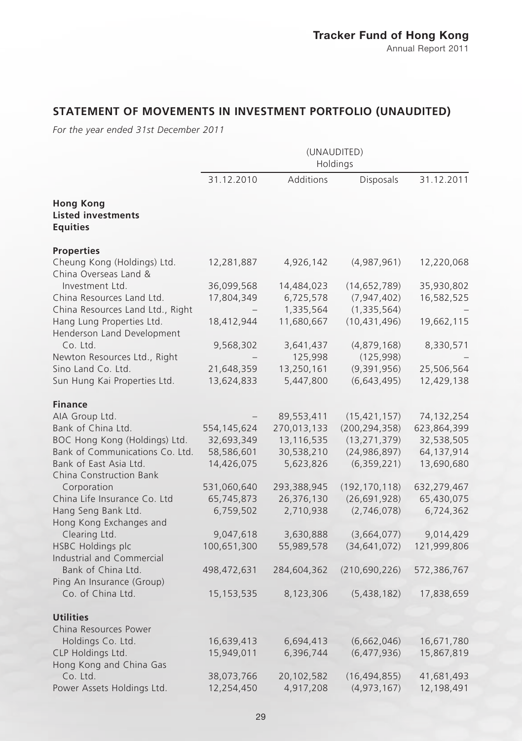## STATEMENT OF MOVEMENTS IN INVESTMENT PORTFOLIO (UNAUDITED)

*For the year ended 31st December 2011*

| | (UNAUDITED) Holdings | | | |
|---|---|---|---|---|
| | 31.12.2010 | Additions | Disposals | 31.12.2011 |
| **Hong Kong** | | | | |
| **Listed investments** | | | | |
| **Equities** | | | | |
| **Properties** | | | | |
| Cheung Kong (Holdings) Ltd. | 12,281,887 | 4,926,142 | (4,987,961) | 12,220,068 |
| China Overseas Land & Investment Ltd. | 36,099,568 | 14,484,023 | (14,652,789) | 35,930,802 |
| China Resources Land Ltd. | 17,804,349 | 6,725,578 | (7,947,402) | 16,582,525 |
| China Resources Land Ltd., Right | – | 1,335,564 | (1,335,564) | – |
| Hang Lung Properties Ltd. | 18,412,944 | 11,680,667 | (10,431,496) | 19,662,115 |
| Henderson Land Development Co. Ltd. | 9,568,302 | 3,641,437 | (4,879,168) | 8,330,571 |
| Newton Resources Ltd., Right | – | 125,998 | (125,998) | – |
| Sino Land Co. Ltd. | 21,648,359 | 13,250,161 | (9,391,956) | 25,506,564 |
| Sun Hung Kai Properties Ltd. | 13,624,833 | 5,447,800 | (6,643,495) | 12,429,138 |
| **Finance** | | | | |
| AIA Group Ltd. | – | 89,553,411 | (15,421,157) | 74,132,254 |
| Bank of China Ltd. | 554,145,624 | 270,013,133 | (200,294,358) | 623,864,399 |
| BOC Hong Kong (Holdings) Ltd. | 32,693,349 | 13,116,535 | (13,271,379) | 32,538,505 |
| Bank of Communications Co. Ltd. | 58,586,601 | 30,538,210 | (24,986,897) | 64,137,914 |
| Bank of East Asia Ltd. | 14,426,075 | 5,623,826 | (6,359,221) | 13,690,680 |
| China Construction Bank Corporation | 531,060,640 | 293,388,945 | (192,170,118) | 632,279,467 |
| China Life Insurance Co. Ltd | 65,745,873 | 26,376,130 | (26,691,928) | 65,430,075 |
| Hang Seng Bank Ltd. | 6,759,502 | 2,710,938 | (2,746,078) | 6,724,362 |
| Hong Kong Exchanges and Clearing Ltd. | 9,047,618 | 3,630,888 | (3,664,077) | 9,014,429 |
| HSBC Holdings plc | 100,651,300 | 55,989,578 | (34,641,072) | 121,999,806 |
| Industrial and Commercial Bank of China Ltd. | 498,472,631 | 284,604,362 | (210,690,226) | 572,386,767 |
| Ping An Insurance (Group) Co. of China Ltd. | 15,153,535 | 8,123,306 | (5,438,182) | 17,838,659 |
| **Utilities** | | | | |
| China Resources Power Holdings Co. Ltd. | 16,639,413 | 6,694,413 | (6,662,046) | 16,671,780 |
| CLP Holdings Ltd. | 15,949,011 | 6,396,744 | (6,477,936) | 15,867,819 |
| Hong Kong and China Gas Co. Ltd. | 38,073,766 | 20,102,582 | (16,494,855) | 41,681,493 |
| Power Assets Holdings Ltd. | 12,254,450 | 4,917,208 | (4,973,167) | 12,198,491 |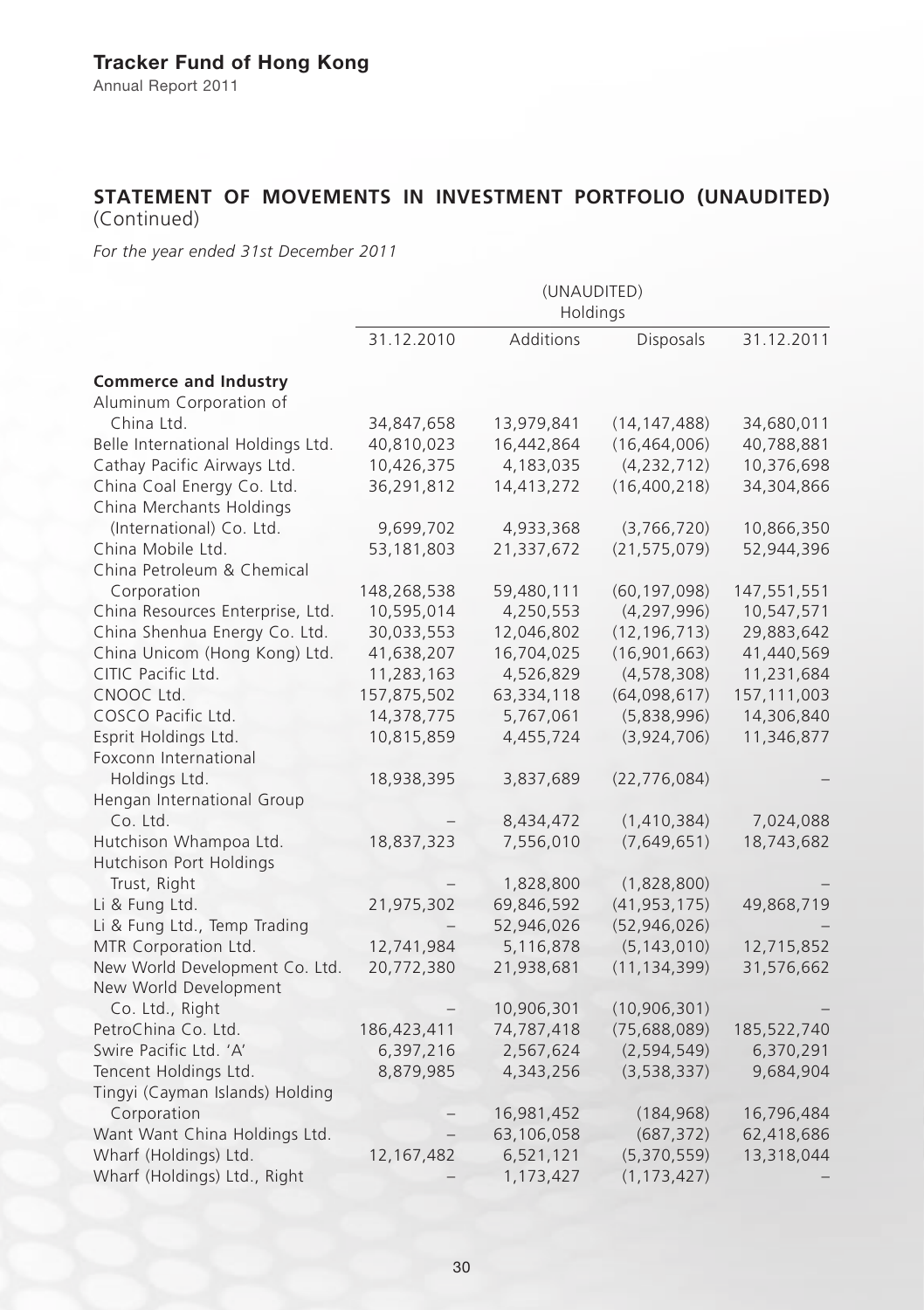## STATEMENT OF MOVEMENTS IN INVESTMENT PORTFOLIO (UNAUDITED) (Continued)

*For the year ended 31st December 2011*

| | (UNAUDITED) Holdings | | | |
|---|---|---|---|---|
| | 31.12.2010 | Additions | Disposals | 31.12.2011 |
| **Commerce and Industry** | | | | |
| Aluminum Corporation of China Ltd. | 34,847,658 | 13,979,841 | (14,147,488) | 34,680,011 |
| Belle International Holdings Ltd. | 40,810,023 | 16,442,864 | (16,464,006) | 40,788,881 |
| Cathay Pacific Airways Ltd. | 10,426,375 | 4,183,035 | (4,232,712) | 10,376,698 |
| China Coal Energy Co. Ltd. | 36,291,812 | 14,413,272 | (16,400,218) | 34,304,866 |
| China Merchants Holdings (International) Co. Ltd. | 9,699,702 | 4,933,368 | (3,766,720) | 10,866,350 |
| China Mobile Ltd. | 53,181,803 | 21,337,672 | (21,575,079) | 52,944,396 |
| China Petroleum & Chemical Corporation | 148,268,538 | 59,480,111 | (60,197,098) | 147,551,551 |
| China Resources Enterprise, Ltd. | 10,595,014 | 4,250,553 | (4,297,996) | 10,547,571 |
| China Shenhua Energy Co. Ltd. | 30,033,553 | 12,046,802 | (12,196,713) | 29,883,642 |
| China Unicom (Hong Kong) Ltd. | 41,638,207 | 16,704,025 | (16,901,663) | 41,440,569 |
| CITIC Pacific Ltd. | 11,283,163 | 4,526,829 | (4,578,308) | 11,231,684 |
| CNOOC Ltd. | 157,875,502 | 63,334,118 | (64,098,617) | 157,111,003 |
| COSCO Pacific Ltd. | 14,378,775 | 5,767,061 | (5,838,996) | 14,306,840 |
| Esprit Holdings Ltd. | 10,815,859 | 4,455,724 | (3,924,706) | 11,346,877 |
| Foxconn International Holdings Ltd. | 18,938,395 | 3,837,689 | (22,776,084) | – |
| Hengan International Group Co. Ltd. | – | 8,434,472 | (1,410,384) | 7,024,088 |
| Hutchison Whampoa Ltd. | 18,837,323 | 7,556,010 | (7,649,651) | 18,743,682 |
| Hutchison Port Holdings Trust, Right | – | 1,828,800 | (1,828,800) | – |
| Li & Fung Ltd. | 21,975,302 | 69,846,592 | (41,953,175) | 49,868,719 |
| Li & Fung Ltd., Temp Trading | – | 52,946,026 | (52,946,026) | – |
| MTR Corporation Ltd. | 12,741,984 | 5,116,878 | (5,143,010) | 12,715,852 |
| New World Development Co. Ltd. | 20,772,380 | 21,938,681 | (11,134,399) | 31,576,662 |
| New World Development Co. Ltd., Right | – | 10,906,301 | (10,906,301) | – |
| PetroChina Co. Ltd. | 186,423,411 | 74,787,418 | (75,688,089) | 185,522,740 |
| Swire Pacific Ltd. 'A' | 6,397,216 | 2,567,624 | (2,594,549) | 6,370,291 |
| Tencent Holdings Ltd. | 8,879,985 | 4,343,256 | (3,538,337) | 9,684,904 |
| Tingyi (Cayman Islands) Holding Corporation | – | 16,981,452 | (184,968) | 16,796,484 |
| Want Want China Holdings Ltd. | – | 63,106,058 | (687,372) | 62,418,686 |
| Wharf (Holdings) Ltd. | 12,167,482 | 6,521,121 | (5,370,559) | 13,318,044 |
| Wharf (Holdings) Ltd., Right | – | 1,173,427 | (1,173,427) | – |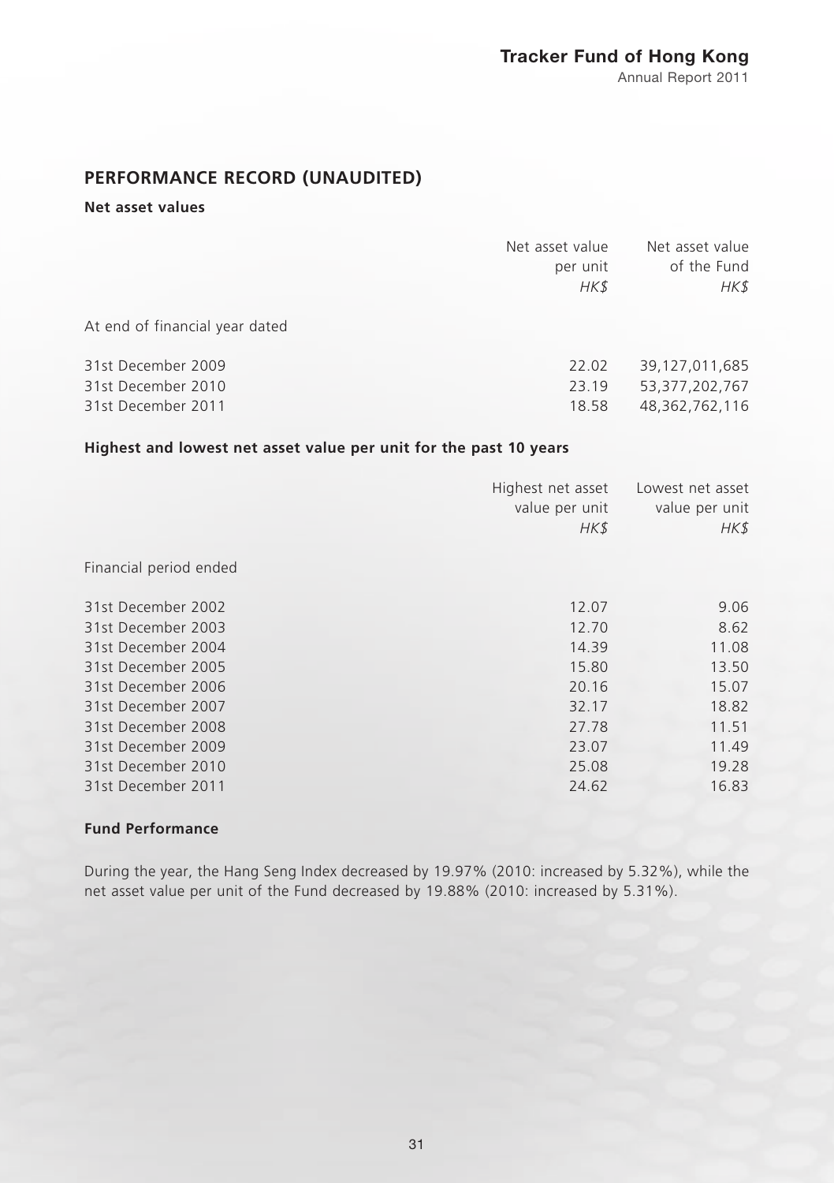## PERFORMANCE RECORD (UNAUDITED)

### Net asset values

| | Net asset value per unit *HK$* | Net asset value of the Fund *HK$* |
|---|---|---|
| At end of financial year dated | | |
| 31st December 2009 | 22.02 | 39,127,011,685 |
| 31st December 2010 | 23.19 | 53,377,202,767 |
| 31st December 2011 | 18.58 | 48,362,762,116 |

### Highest and lowest net asset value per unit for the past 10 years

| | Highest net asset value per unit *HK$* | Lowest net asset value per unit *HK$* |
|---|---|---|
| Financial period ended | | |
| 31st December 2002 | 12.07 | 9.06 |
| 31st December 2003 | 12.70 | 8.62 |
| 31st December 2004 | 14.39 | 11.08 |
| 31st December 2005 | 15.80 | 13.50 |
| 31st December 2006 | 20.16 | 15.07 |
| 31st December 2007 | 32.17 | 18.82 |
| 31st December 2008 | 27.78 | 11.51 |
| 31st December 2009 | 23.07 | 11.49 |
| 31st December 2010 | 25.08 | 19.28 |
| 31st December 2011 | 24.62 | 16.83 |

### Fund Performance

During the year, the Hang Seng Index decreased by 19.97% (2010: increased by 5.32%), while the net asset value per unit of the Fund decreased by 19.88% (2010: increased by 5.31%).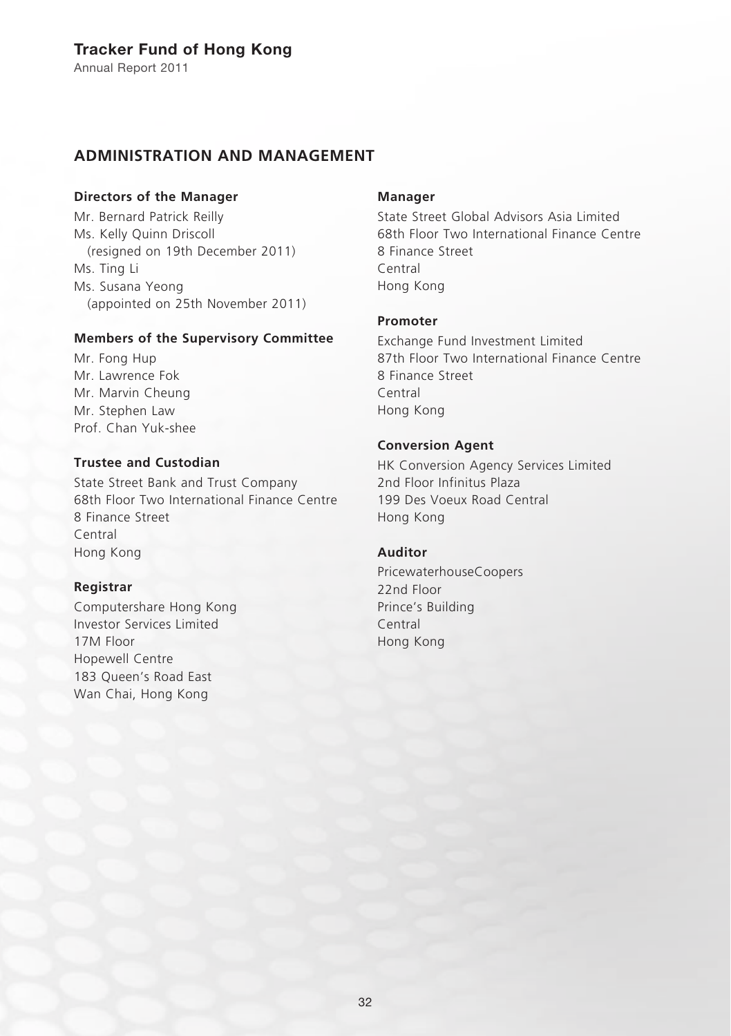## ADMINISTRATION AND MANAGEMENT

**Directors of the Manager**

Mr. Bernard Patrick Reilly
Ms. Kelly Quinn Driscoll
(resigned on 19th December 2011)
Ms. Ting Li
Ms. Susana Yeong
(appointed on 25th November 2011)

**Members of the Supervisory Committee**

Mr. Fong Hup
Mr. Lawrence Fok
Mr. Marvin Cheung
Mr. Stephen Law
Prof. Chan Yuk-shee

**Trustee and Custodian**

State Street Bank and Trust Company
68th Floor Two International Finance Centre
8 Finance Street
Central
Hong Kong

**Registrar**

Computershare Hong Kong
Investor Services Limited
17M Floor
Hopewell Centre
183 Queen's Road East
Wan Chai, Hong Kong

**Manager**

State Street Global Advisors Asia Limited
68th Floor Two International Finance Centre
8 Finance Street
Central
Hong Kong

**Promoter**

Exchange Fund Investment Limited
87th Floor Two International Finance Centre
8 Finance Street
Central
Hong Kong

**Conversion Agent**

HK Conversion Agency Services Limited
2nd Floor Infinitus Plaza
199 Des Voeux Road Central
Hong Kong

**Auditor**

PricewaterhouseCoopers
22nd Floor
Prince's Building
Central
Hong Kong